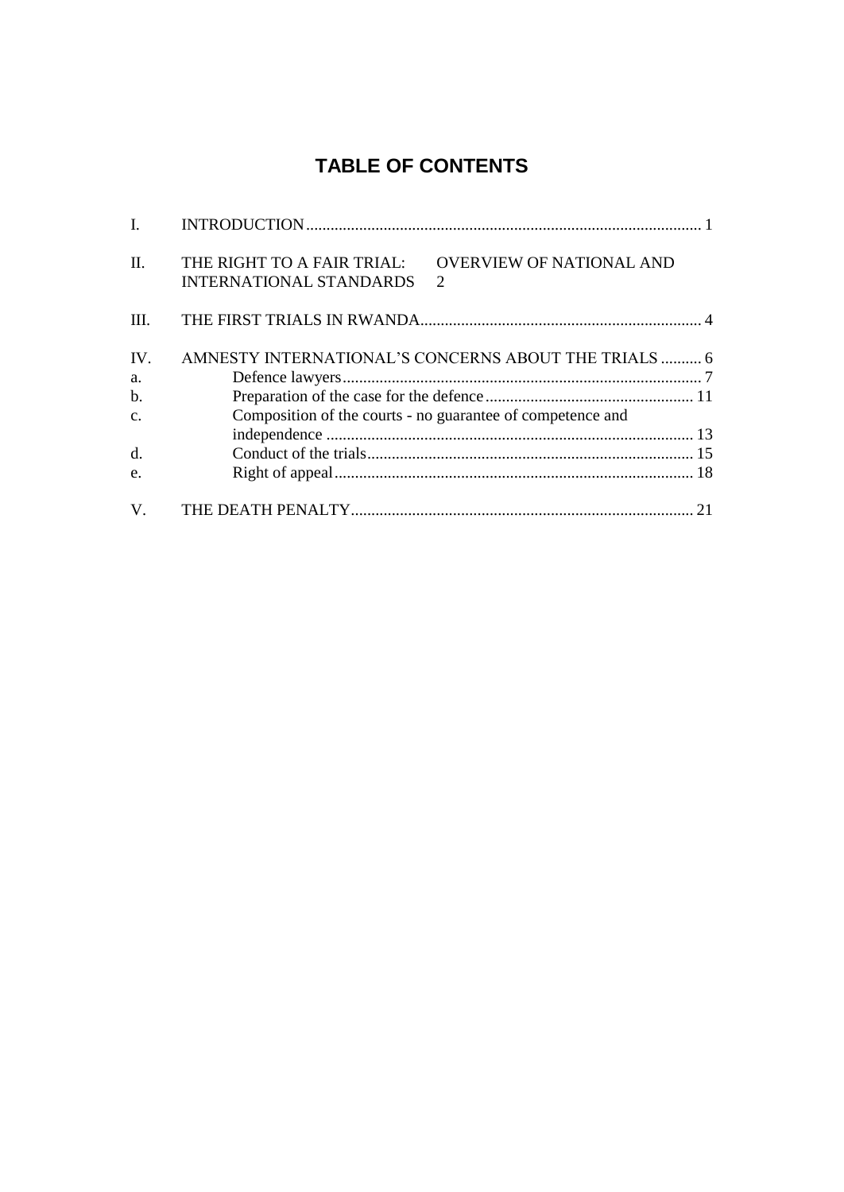# TABLE OF CONTENTS

I. INTRODUCTION ........................................................................................ 1

II. THE RIGHT TO A FAIR TRIAL: OVERVIEW OF NATIONAL AND INTERNATIONAL STANDARDS 2

III. THE FIRST TRIALS IN RWANDA .................................................................... 4

IV. AMNESTY INTERNATIONAL'S CONCERNS ABOUT THE TRIALS .......... 6

a. Defence lawyers ........................................................................................ 7

b. Preparation of the case for the defence .................................................. 11

c. Composition of the courts - no guarantee of competence and independence ......................................................................................... 13

d. Conduct of the trials ................................................................................ 15

e. Right of appeal ......................................................................................... 18

V. THE DEATH PENALTY ................................................................................... 21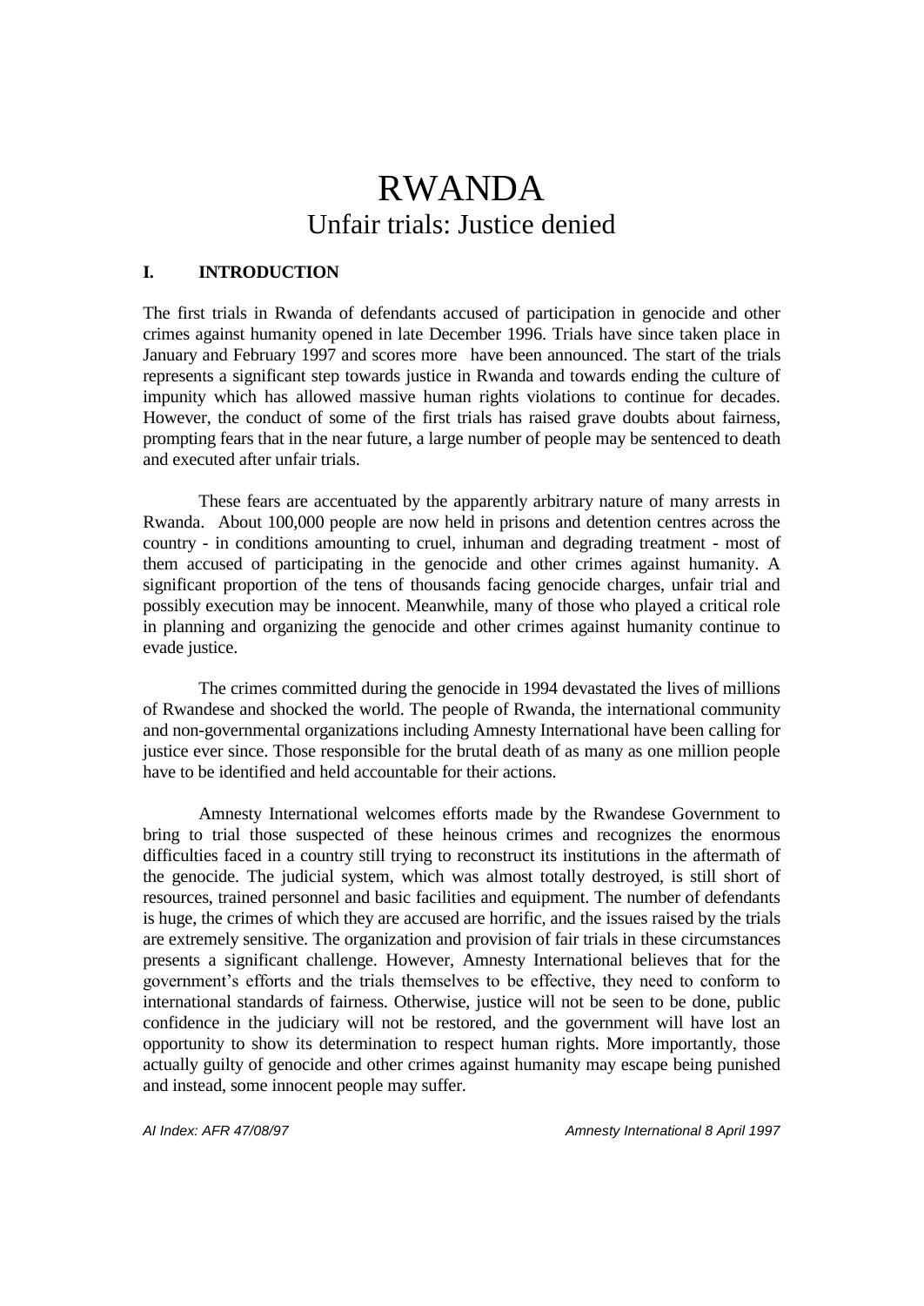# RWANDA
## Unfair trials: Justice denied

### I. INTRODUCTION

The first trials in Rwanda of defendants accused of participation in genocide and other crimes against humanity opened in late December 1996. Trials have since taken place in January and February 1997 and scores more have been announced. The start of the trials represents a significant step towards justice in Rwanda and towards ending the culture of impunity which has allowed massive human rights violations to continue for decades. However, the conduct of some of the first trials has raised grave doubts about fairness, prompting fears that in the near future, a large number of people may be sentenced to death and executed after unfair trials.

These fears are accentuated by the apparently arbitrary nature of many arrests in Rwanda. About 100,000 people are now held in prisons and detention centres across the country - in conditions amounting to cruel, inhuman and degrading treatment - most of them accused of participating in the genocide and other crimes against humanity. A significant proportion of the tens of thousands facing genocide charges, unfair trial and possibly execution may be innocent. Meanwhile, many of those who played a critical role in planning and organizing the genocide and other crimes against humanity continue to evade justice.

The crimes committed during the genocide in 1994 devastated the lives of millions of Rwandese and shocked the world. The people of Rwanda, the international community and non-governmental organizations including Amnesty International have been calling for justice ever since. Those responsible for the brutal death of as many as one million people have to be identified and held accountable for their actions.

Amnesty International welcomes efforts made by the Rwandese Government to bring to trial those suspected of these heinous crimes and recognizes the enormous difficulties faced in a country still trying to reconstruct its institutions in the aftermath of the genocide. The judicial system, which was almost totally destroyed, is still short of resources, trained personnel and basic facilities and equipment. The number of defendants is huge, the crimes of which they are accused are horrific, and the issues raised by the trials are extremely sensitive. The organization and provision of fair trials in these circumstances presents a significant challenge. However, Amnesty International believes that for the government's efforts and the trials themselves to be effective, they need to conform to international standards of fairness. Otherwise, justice will not be seen to be done, public confidence in the judiciary will not be restored, and the government will have lost an opportunity to show its determination to respect human rights. More importantly, those actually guilty of genocide and other crimes against humanity may escape being punished and instead, some innocent people may suffer.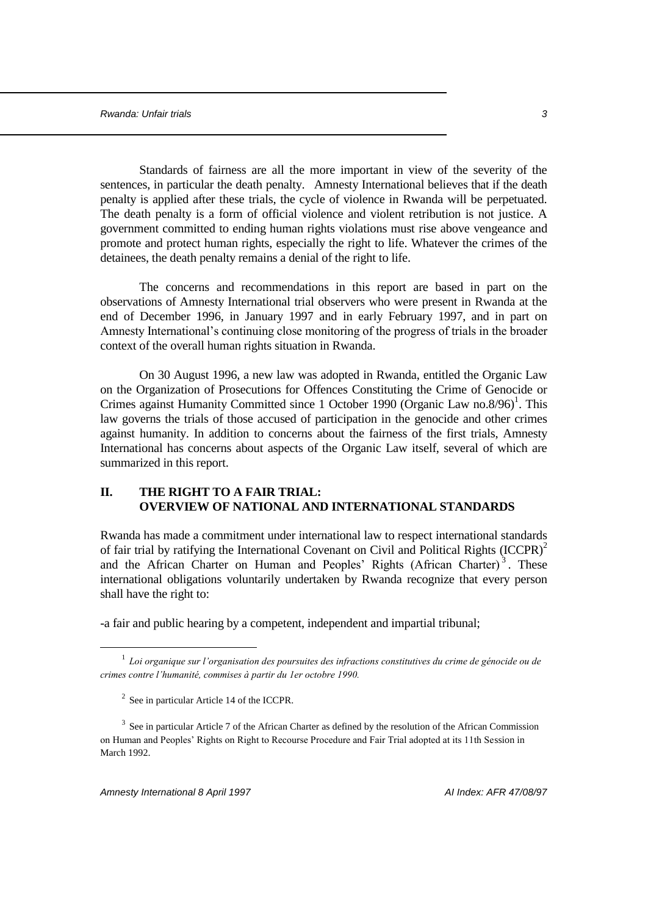Standards of fairness are all the more important in view of the severity of the sentences, in particular the death penalty. Amnesty International believes that if the death penalty is applied after these trials, the cycle of violence in Rwanda will be perpetuated. The death penalty is a form of official violence and violent retribution is not justice. A government committed to ending human rights violations must rise above vengeance and promote and protect human rights, especially the right to life. Whatever the crimes of the detainees, the death penalty remains a denial of the right to life.

The concerns and recommendations in this report are based in part on the observations of Amnesty International trial observers who were present in Rwanda at the end of December 1996, in January 1997 and in early February 1997, and in part on Amnesty International's continuing close monitoring of the progress of trials in the broader context of the overall human rights situation in Rwanda.

On 30 August 1996, a new law was adopted in Rwanda, entitled the Organic Law on the Organization of Prosecutions for Offences Constituting the Crime of Genocide or Crimes against Humanity Committed since 1 October 1990 (Organic Law no.8/96)[1]. This law governs the trials of those accused of participation in the genocide and other crimes against humanity. In addition to concerns about the fairness of the first trials, Amnesty International has concerns about aspects of the Organic Law itself, several of which are summarized in this report.

## II. THE RIGHT TO A FAIR TRIAL: OVERVIEW OF NATIONAL AND INTERNATIONAL STANDARDS

Rwanda has made a commitment under international law to respect international standards of fair trial by ratifying the International Covenant on Civil and Political Rights (ICCPR)[2] and the African Charter on Human and Peoples' Rights (African Charter)[3]. These international obligations voluntarily undertaken by Rwanda recognize that every person shall have the right to:

-a fair and public hearing by a competent, independent and impartial tribunal;

---

[1] *Loi organique sur l'organisation des poursuites des infractions constitutives du crime de génocide ou de crimes contre l'humanité, commises à partir du 1er octobre 1990.*

[2] See in particular Article 14 of the ICCPR.

[3] See in particular Article 7 of the African Charter as defined by the resolution of the African Commission on Human and Peoples' Rights on Right to Recourse Procedure and Fair Trial adopted at its 11th Session in March 1992.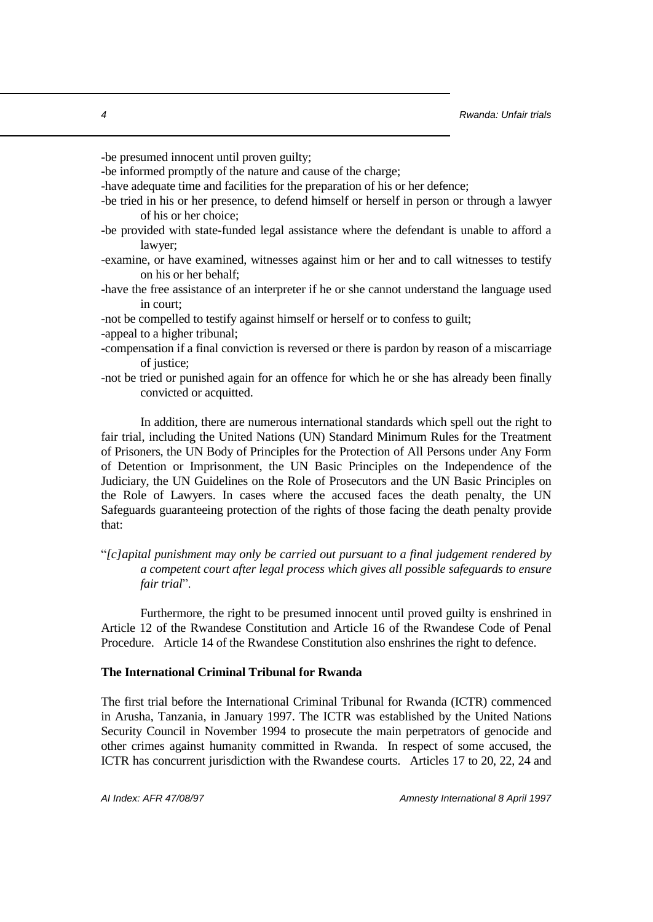-be presumed innocent until proven guilty;

-be informed promptly of the nature and cause of the charge;

-have adequate time and facilities for the preparation of his or her defence;

-be tried in his or her presence, to defend himself or herself in person or through a lawyer of his or her choice;

-be provided with state-funded legal assistance where the defendant is unable to afford a lawyer;

-examine, or have examined, witnesses against him or her and to call witnesses to testify on his or her behalf;

-have the free assistance of an interpreter if he or she cannot understand the language used in court;

-not be compelled to testify against himself or herself or to confess to guilt;

-appeal to a higher tribunal;

-compensation if a final conviction is reversed or there is pardon by reason of a miscarriage of justice;

-not be tried or punished again for an offence for which he or she has already been finally convicted or acquitted.

In addition, there are numerous international standards which spell out the right to fair trial, including the United Nations (UN) Standard Minimum Rules for the Treatment of Prisoners, the UN Body of Principles for the Protection of All Persons under Any Form of Detention or Imprisonment, the UN Basic Principles on the Independence of the Judiciary, the UN Guidelines on the Role of Prosecutors and the UN Basic Principles on the Role of Lawyers. In cases where the accused faces the death penalty, the UN Safeguards guaranteeing protection of the rights of those facing the death penalty provide that:

"*[c]apital punishment may only be carried out pursuant to a final judgement rendered by a competent court after legal process which gives all possible safeguards to ensure fair trial*".

Furthermore, the right to be presumed innocent until proved guilty is enshrined in Article 12 of the Rwandese Constitution and Article 16 of the Rwandese Code of Penal Procedure. Article 14 of the Rwandese Constitution also enshrines the right to defence.

**The International Criminal Tribunal for Rwanda**

The first trial before the International Criminal Tribunal for Rwanda (ICTR) commenced in Arusha, Tanzania, in January 1997. The ICTR was established by the United Nations Security Council in November 1994 to prosecute the main perpetrators of genocide and other crimes against humanity committed in Rwanda. In respect of some accused, the ICTR has concurrent jurisdiction with the Rwandese courts. Articles 17 to 20, 22, 24 and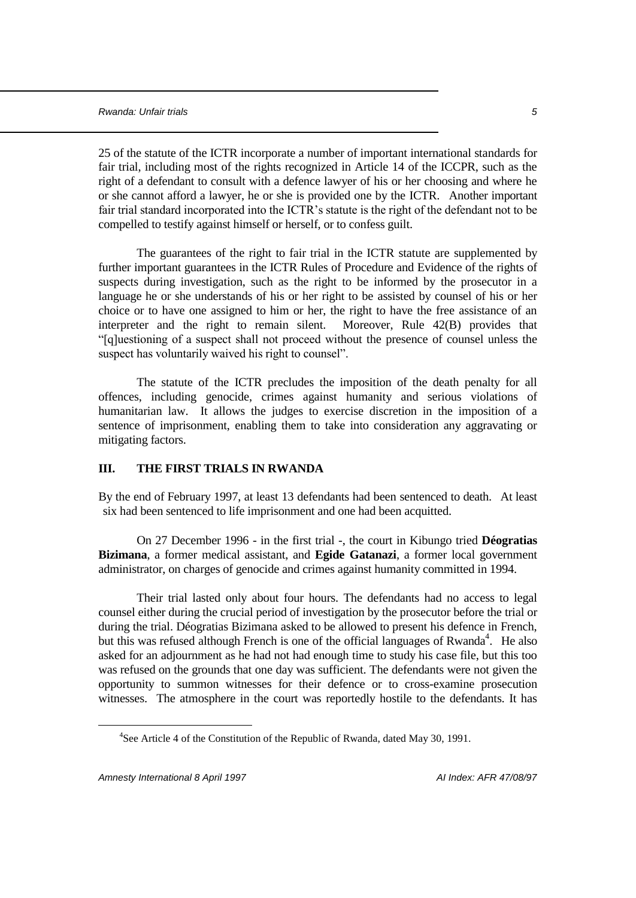25 of the statute of the ICTR incorporate a number of important international standards for fair trial, including most of the rights recognized in Article 14 of the ICCPR, such as the right of a defendant to consult with a defence lawyer of his or her choosing and where he or she cannot afford a lawyer, he or she is provided one by the ICTR. Another important fair trial standard incorporated into the ICTR's statute is the right of the defendant not to be compelled to testify against himself or herself, or to confess guilt.

The guarantees of the right to fair trial in the ICTR statute are supplemented by further important guarantees in the ICTR Rules of Procedure and Evidence of the rights of suspects during investigation, such as the right to be informed by the prosecutor in a language he or she understands of his or her right to be assisted by counsel of his or her choice or to have one assigned to him or her, the right to have the free assistance of an interpreter and the right to remain silent. Moreover, Rule 42(B) provides that "[q]uestioning of a suspect shall not proceed without the presence of counsel unless the suspect has voluntarily waived his right to counsel".

The statute of the ICTR precludes the imposition of the death penalty for all offences, including genocide, crimes against humanity and serious violations of humanitarian law. It allows the judges to exercise discretion in the imposition of a sentence of imprisonment, enabling them to take into consideration any aggravating or mitigating factors.

## III. THE FIRST TRIALS IN RWANDA

By the end of February 1997, at least 13 defendants had been sentenced to death. At least six had been sentenced to life imprisonment and one had been acquitted.

On 27 December 1996 - in the first trial -, the court in Kibungo tried **Déogratias Bizimana**, a former medical assistant, and **Egide Gatanazi**, a former local government administrator, on charges of genocide and crimes against humanity committed in 1994.

Their trial lasted only about four hours. The defendants had no access to legal counsel either during the crucial period of investigation by the prosecutor before the trial or during the trial. Déogratias Bizimana asked to be allowed to present his defence in French, but this was refused although French is one of the official languages of Rwanda[4]. He also asked for an adjournment as he had not had enough time to study his case file, but this too was refused on the grounds that one day was sufficient. The defendants were not given the opportunity to summon witnesses for their defence or to cross-examine prosecution witnesses. The atmosphere in the court was reportedly hostile to the defendants. It has

[4] See Article 4 of the Constitution of the Republic of Rwanda, dated May 30, 1991.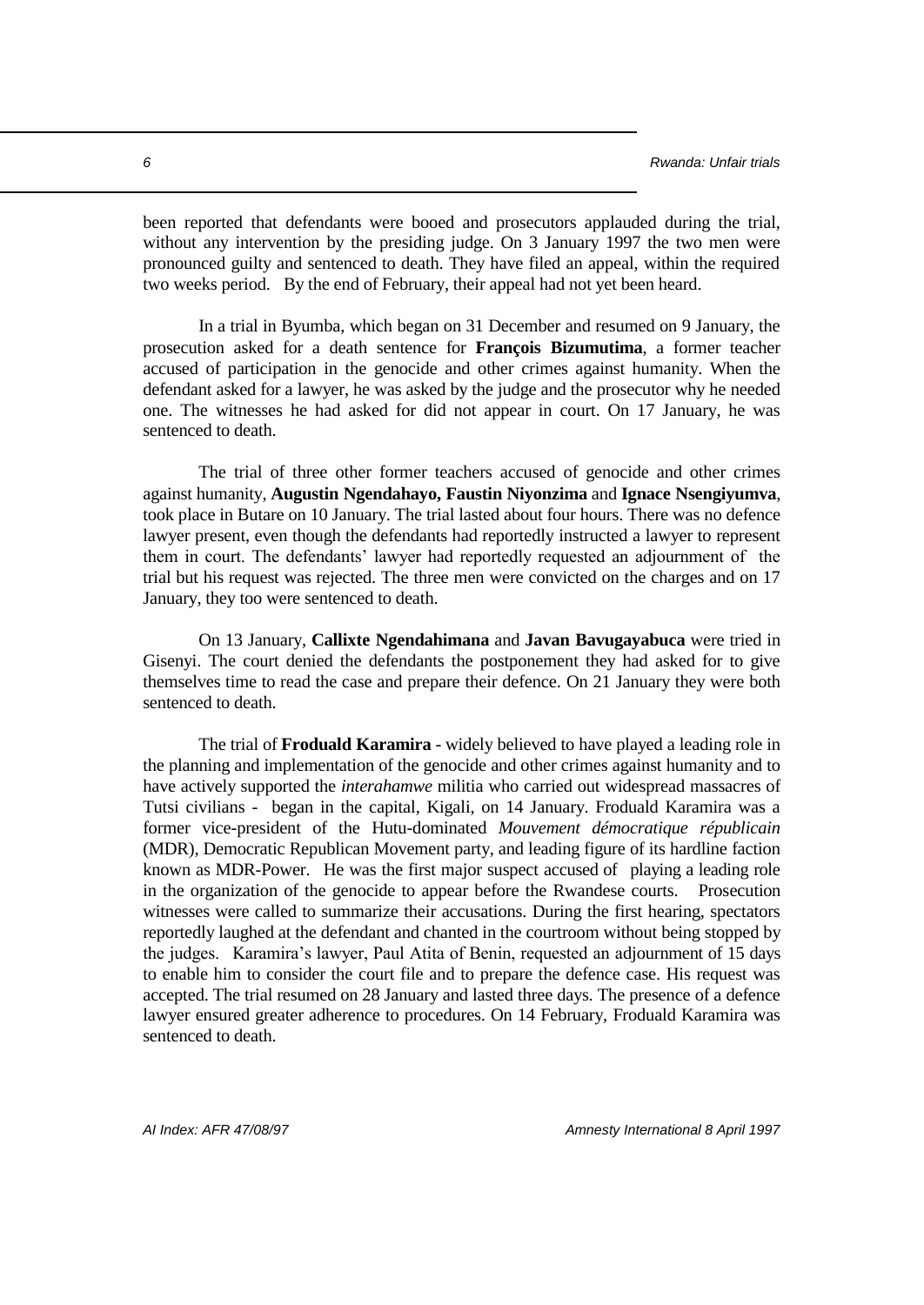been reported that defendants were booed and prosecutors applauded during the trial, without any intervention by the presiding judge. On 3 January 1997 the two men were pronounced guilty and sentenced to death. They have filed an appeal, within the required two weeks period. By the end of February, their appeal had not yet been heard.

In a trial in Byumba, which began on 31 December and resumed on 9 January, the prosecution asked for a death sentence for **François Bizumutima**, a former teacher accused of participation in the genocide and other crimes against humanity. When the defendant asked for a lawyer, he was asked by the judge and the prosecutor why he needed one. The witnesses he had asked for did not appear in court. On 17 January, he was sentenced to death.

The trial of three other former teachers accused of genocide and other crimes against humanity, **Augustin Ngendahayo, Faustin Niyonzima** and **Ignace Nsengiyumva**, took place in Butare on 10 January. The trial lasted about four hours. There was no defence lawyer present, even though the defendants had reportedly instructed a lawyer to represent them in court. The defendants' lawyer had reportedly requested an adjournment of the trial but his request was rejected. The three men were convicted on the charges and on 17 January, they too were sentenced to death.

On 13 January, **Callixte Ngendahimana** and **Javan Bavugayabuca** were tried in Gisenyi. The court denied the defendants the postponement they had asked for to give themselves time to read the case and prepare their defence. On 21 January they were both sentenced to death.

The trial of **Froduald Karamira** - widely believed to have played a leading role in the planning and implementation of the genocide and other crimes against humanity and to have actively supported the *interahamwe* militia who carried out widespread massacres of Tutsi civilians - began in the capital, Kigali, on 14 January. Froduald Karamira was a former vice-president of the Hutu-dominated *Mouvement démocratique républicain* (MDR), Democratic Republican Movement party, and leading figure of its hardline faction known as MDR-Power. He was the first major suspect accused of playing a leading role in the organization of the genocide to appear before the Rwandese courts. Prosecution witnesses were called to summarize their accusations. During the first hearing, spectators reportedly laughed at the defendant and chanted in the courtroom without being stopped by the judges. Karamira's lawyer, Paul Atita of Benin, requested an adjournment of 15 days to enable him to consider the court file and to prepare the defence case. His request was accepted. The trial resumed on 28 January and lasted three days. The presence of a defence lawyer ensured greater adherence to procedures. On 14 February, Froduald Karamira was sentenced to death.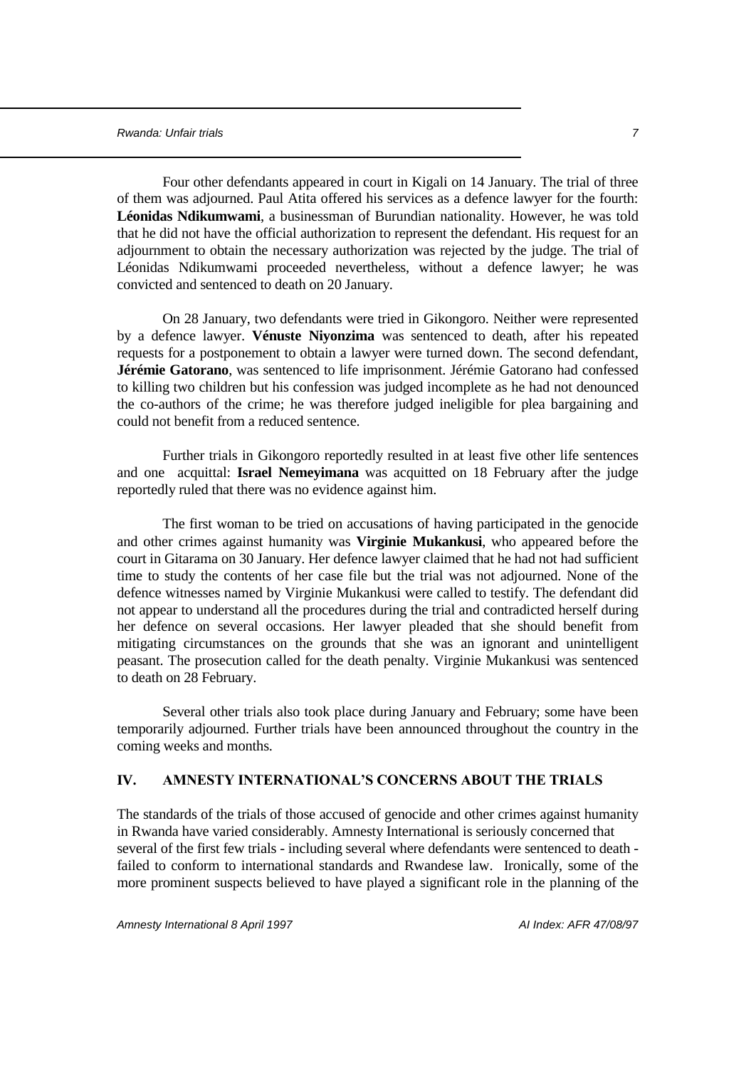Four other defendants appeared in court in Kigali on 14 January. The trial of three of them was adjourned. Paul Atita offered his services as a defence lawyer for the fourth: **Léonidas Ndikumwami**, a businessman of Burundian nationality. However, he was told that he did not have the official authorization to represent the defendant. His request for an adjournment to obtain the necessary authorization was rejected by the judge. The trial of Léonidas Ndikumwami proceeded nevertheless, without a defence lawyer; he was convicted and sentenced to death on 20 January.

On 28 January, two defendants were tried in Gikongoro. Neither were represented by a defence lawyer. **Vénuste Niyonzima** was sentenced to death, after his repeated requests for a postponement to obtain a lawyer were turned down. The second defendant, **Jérémie Gatorano**, was sentenced to life imprisonment. Jérémie Gatorano had confessed to killing two children but his confession was judged incomplete as he had not denounced the co-authors of the crime; he was therefore judged ineligible for plea bargaining and could not benefit from a reduced sentence.

Further trials in Gikongoro reportedly resulted in at least five other life sentences and one acquittal: **Israel Nemeyimana** was acquitted on 18 February after the judge reportedly ruled that there was no evidence against him.

The first woman to be tried on accusations of having participated in the genocide and other crimes against humanity was **Virginie Mukankusi**, who appeared before the court in Gitarama on 30 January. Her defence lawyer claimed that he had not had sufficient time to study the contents of her case file but the trial was not adjourned. None of the defence witnesses named by Virginie Mukankusi were called to testify. The defendant did not appear to understand all the procedures during the trial and contradicted herself during her defence on several occasions. Her lawyer pleaded that she should benefit from mitigating circumstances on the grounds that she was an ignorant and unintelligent peasant. The prosecution called for the death penalty. Virginie Mukankusi was sentenced to death on 28 February.

Several other trials also took place during January and February; some have been temporarily adjourned. Further trials have been announced throughout the country in the coming weeks and months.

## IV. AMNESTY INTERNATIONAL'S CONCERNS ABOUT THE TRIALS

The standards of the trials of those accused of genocide and other crimes against humanity in Rwanda have varied considerably. Amnesty International is seriously concerned that several of the first few trials - including several where defendants were sentenced to death - failed to conform to international standards and Rwandese law. Ironically, some of the more prominent suspects believed to have played a significant role in the planning of the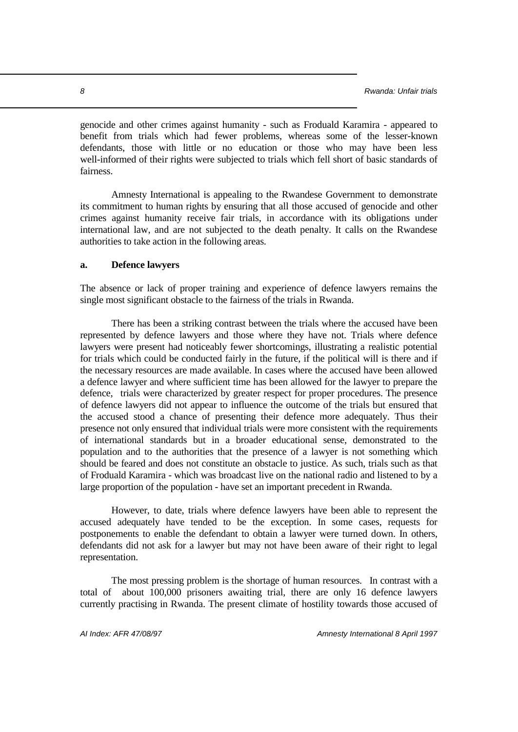genocide and other crimes against humanity - such as Froduald Karamira - appeared to benefit from trials which had fewer problems, whereas some of the lesser-known defendants, those with little or no education or those who may have been less well-informed of their rights were subjected to trials which fell short of basic standards of fairness.

Amnesty International is appealing to the Rwandese Government to demonstrate its commitment to human rights by ensuring that all those accused of genocide and other crimes against humanity receive fair trials, in accordance with its obligations under international law, and are not subjected to the death penalty. It calls on the Rwandese authorities to take action in the following areas.

**a. Defence lawyers**

The absence or lack of proper training and experience of defence lawyers remains the single most significant obstacle to the fairness of the trials in Rwanda.

There has been a striking contrast between the trials where the accused have been represented by defence lawyers and those where they have not. Trials where defence lawyers were present had noticeably fewer shortcomings, illustrating a realistic potential for trials which could be conducted fairly in the future, if the political will is there and if the necessary resources are made available. In cases where the accused have been allowed a defence lawyer and where sufficient time has been allowed for the lawyer to prepare the defence, trials were characterized by greater respect for proper procedures. The presence of defence lawyers did not appear to influence the outcome of the trials but ensured that the accused stood a chance of presenting their defence more adequately. Thus their presence not only ensured that individual trials were more consistent with the requirements of international standards but in a broader educational sense, demonstrated to the population and to the authorities that the presence of a lawyer is not something which should be feared and does not constitute an obstacle to justice. As such, trials such as that of Froduald Karamira - which was broadcast live on the national radio and listened to by a large proportion of the population - have set an important precedent in Rwanda.

However, to date, trials where defence lawyers have been able to represent the accused adequately have tended to be the exception. In some cases, requests for postponements to enable the defendant to obtain a lawyer were turned down. In others, defendants did not ask for a lawyer but may not have been aware of their right to legal representation.

The most pressing problem is the shortage of human resources. In contrast with a total of about 100,000 prisoners awaiting trial, there are only 16 defence lawyers currently practising in Rwanda. The present climate of hostility towards those accused of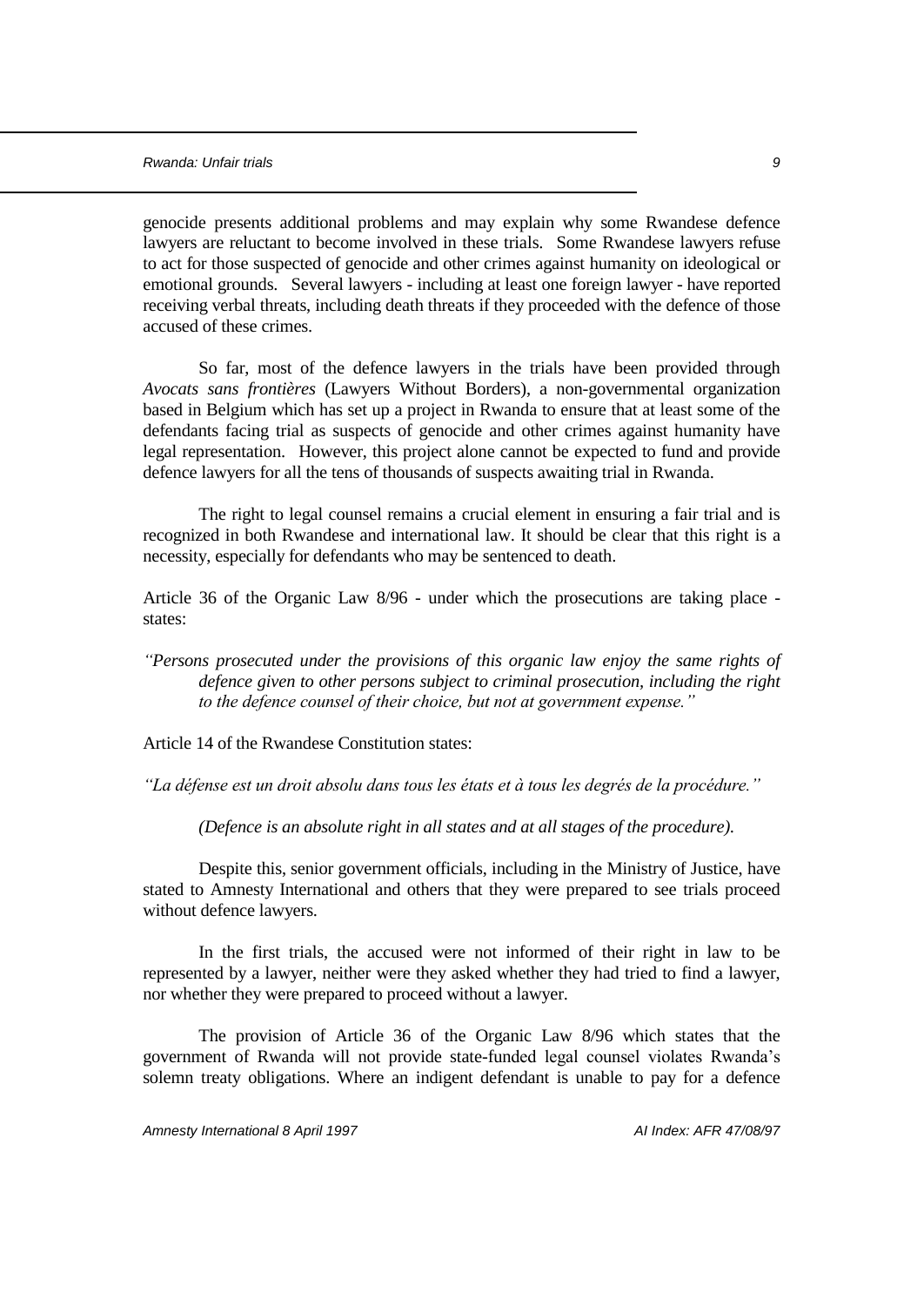genocide presents additional problems and may explain why some Rwandese defence lawyers are reluctant to become involved in these trials. Some Rwandese lawyers refuse to act for those suspected of genocide and other crimes against humanity on ideological or emotional grounds. Several lawyers - including at least one foreign lawyer - have reported receiving verbal threats, including death threats if they proceeded with the defence of those accused of these crimes.

So far, most of the defence lawyers in the trials have been provided through *Avocats sans frontières* (Lawyers Without Borders), a non-governmental organization based in Belgium which has set up a project in Rwanda to ensure that at least some of the defendants facing trial as suspects of genocide and other crimes against humanity have legal representation. However, this project alone cannot be expected to fund and provide defence lawyers for all the tens of thousands of suspects awaiting trial in Rwanda.

The right to legal counsel remains a crucial element in ensuring a fair trial and is recognized in both Rwandese and international law. It should be clear that this right is a necessity, especially for defendants who may be sentenced to death.

Article 36 of the Organic Law 8/96 - under which the prosecutions are taking place - states:

*"Persons prosecuted under the provisions of this organic law enjoy the same rights of defence given to other persons subject to criminal prosecution, including the right to the defence counsel of their choice, but not at government expense."*

Article 14 of the Rwandese Constitution states:

*"La défense est un droit absolu dans tous les états et à tous les degrés de la procédure."*

*(Defence is an absolute right in all states and at all stages of the procedure).*

Despite this, senior government officials, including in the Ministry of Justice, have stated to Amnesty International and others that they were prepared to see trials proceed without defence lawyers.

In the first trials, the accused were not informed of their right in law to be represented by a lawyer, neither were they asked whether they had tried to find a lawyer, nor whether they were prepared to proceed without a lawyer.

The provision of Article 36 of the Organic Law 8/96 which states that the government of Rwanda will not provide state-funded legal counsel violates Rwanda's solemn treaty obligations. Where an indigent defendant is unable to pay for a defence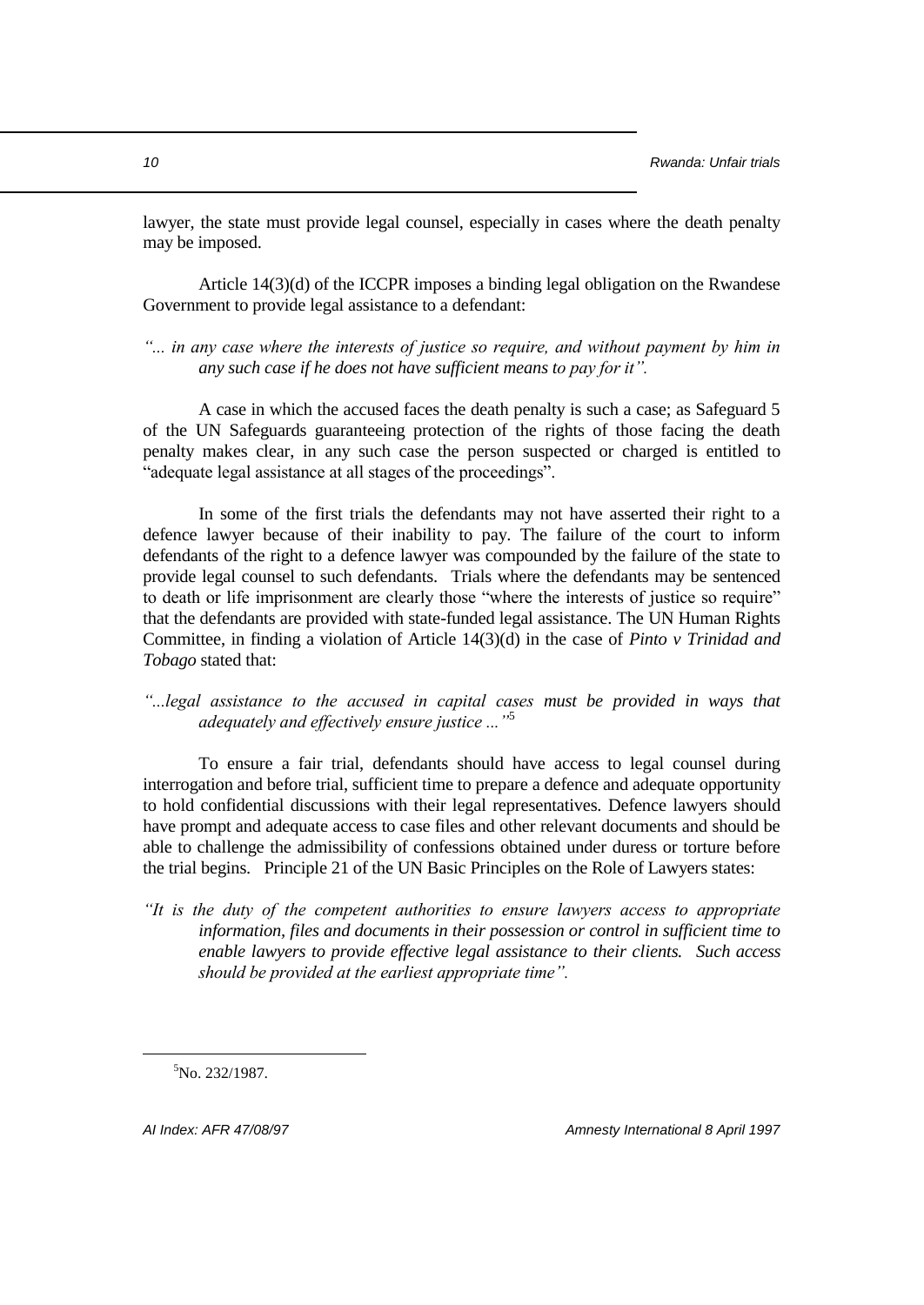lawyer, the state must provide legal counsel, especially in cases where the death penalty may be imposed.

Article 14(3)(d) of the ICCPR imposes a binding legal obligation on the Rwandese Government to provide legal assistance to a defendant:

*"... in any case where the interests of justice so require, and without payment by him in any such case if he does not have sufficient means to pay for it".*

A case in which the accused faces the death penalty is such a case; as Safeguard 5 of the UN Safeguards guaranteeing protection of the rights of those facing the death penalty makes clear, in any such case the person suspected or charged is entitled to "adequate legal assistance at all stages of the proceedings".

In some of the first trials the defendants may not have asserted their right to a defence lawyer because of their inability to pay. The failure of the court to inform defendants of the right to a defence lawyer was compounded by the failure of the state to provide legal counsel to such defendants. Trials where the defendants may be sentenced to death or life imprisonment are clearly those "where the interests of justice so require" that the defendants are provided with state-funded legal assistance. The UN Human Rights Committee, in finding a violation of Article 14(3)(d) in the case of *Pinto v Trinidad and Tobago* stated that:

*"...legal assistance to the accused in capital cases must be provided in ways that adequately and effectively ensure justice ..."*[5]

To ensure a fair trial, defendants should have access to legal counsel during interrogation and before trial, sufficient time to prepare a defence and adequate opportunity to hold confidential discussions with their legal representatives. Defence lawyers should have prompt and adequate access to case files and other relevant documents and should be able to challenge the admissibility of confessions obtained under duress or torture before the trial begins. Principle 21 of the UN Basic Principles on the Role of Lawyers states:

*"It is the duty of the competent authorities to ensure lawyers access to appropriate information, files and documents in their possession or control in sufficient time to enable lawyers to provide effective legal assistance to their clients. Such access should be provided at the earliest appropriate time".*

[5] No. 232/1987.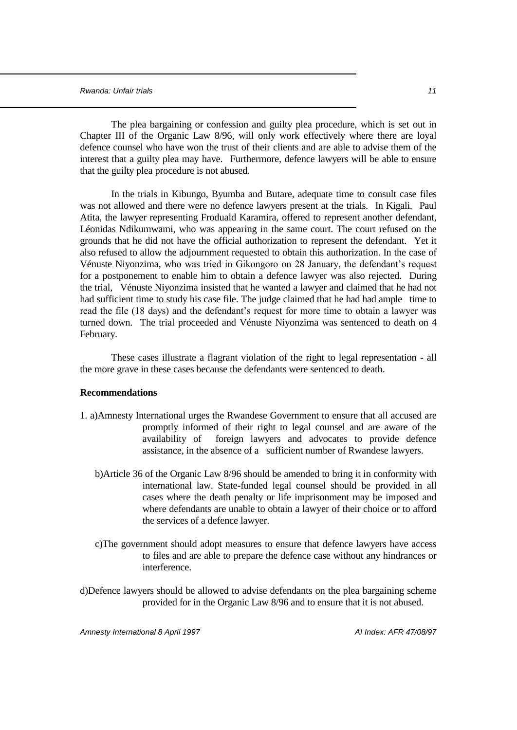The plea bargaining or confession and guilty plea procedure, which is set out in Chapter III of the Organic Law 8/96, will only work effectively where there are loyal defence counsel who have won the trust of their clients and are able to advise them of the interest that a guilty plea may have. Furthermore, defence lawyers will be able to ensure that the guilty plea procedure is not abused.

In the trials in Kibungo, Byumba and Butare, adequate time to consult case files was not allowed and there were no defence lawyers present at the trials. In Kigali, Paul Atita, the lawyer representing Froduald Karamira, offered to represent another defendant, Léonidas Ndikumwami, who was appearing in the same court. The court refused on the grounds that he did not have the official authorization to represent the defendant. Yet it also refused to allow the adjournment requested to obtain this authorization. In the case of Vénuste Niyonzima, who was tried in Gikongoro on 28 January, the defendant's request for a postponement to enable him to obtain a defence lawyer was also rejected. During the trial, Vénuste Niyonzima insisted that he wanted a lawyer and claimed that he had not had sufficient time to study his case file. The judge claimed that he had had ample time to read the file (18 days) and the defendant's request for more time to obtain a lawyer was turned down. The trial proceeded and Vénuste Niyonzima was sentenced to death on 4 February.

These cases illustrate a flagrant violation of the right to legal representation - all the more grave in these cases because the defendants were sentenced to death.

**Recommendations**

1. a) Amnesty International urges the Rwandese Government to ensure that all accused are promptly informed of their right to legal counsel and are aware of the availability of foreign lawyers and advocates to provide defence assistance, in the absence of a sufficient number of Rwandese lawyers.

   b) Article 36 of the Organic Law 8/96 should be amended to bring it in conformity with international law. State-funded legal counsel should be provided in all cases where the death penalty or life imprisonment may be imposed and where defendants are unable to obtain a lawyer of their choice or to afford the services of a defence lawyer.

   c) The government should adopt measures to ensure that defence lawyers have access to files and are able to prepare the defence case without any hindrances or interference.

   d) Defence lawyers should be allowed to advise defendants on the plea bargaining scheme provided for in the Organic Law 8/96 and to ensure that it is not abused.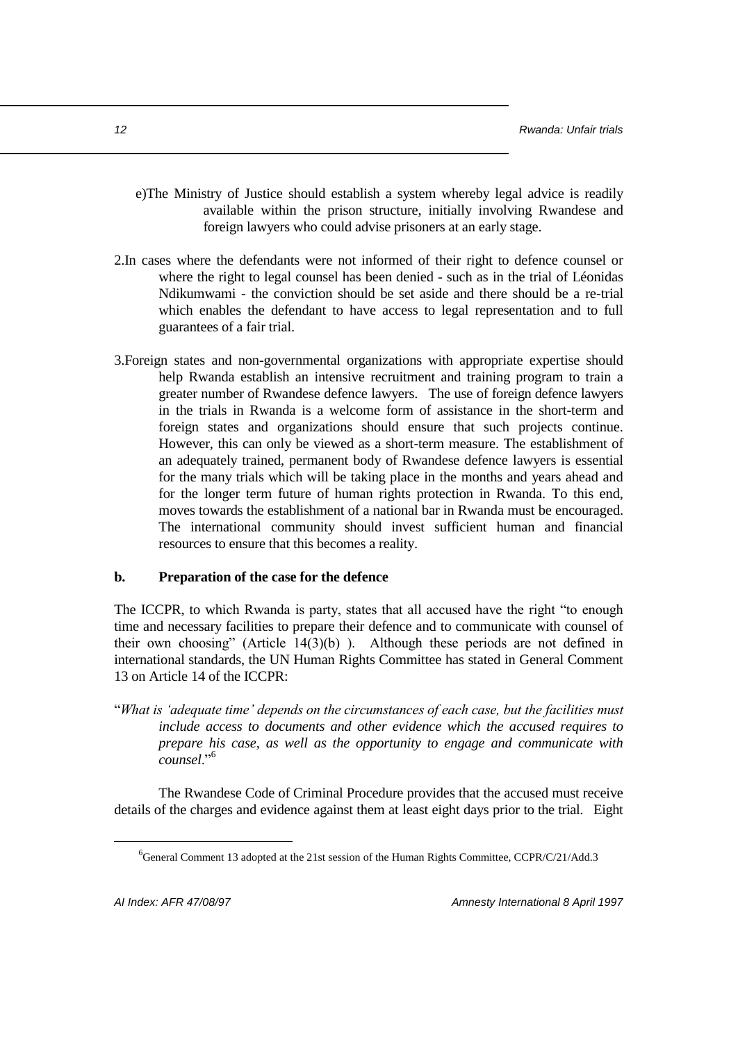e) The Ministry of Justice should establish a system whereby legal advice is readily available within the prison structure, initially involving Rwandese and foreign lawyers who could advise prisoners at an early stage.

2. In cases where the defendants were not informed of their right to defence counsel or where the right to legal counsel has been denied - such as in the trial of Léonidas Ndikumwami - the conviction should be set aside and there should be a re-trial which enables the defendant to have access to legal representation and to full guarantees of a fair trial.

3. Foreign states and non-governmental organizations with appropriate expertise should help Rwanda establish an intensive recruitment and training program to train a greater number of Rwandese defence lawyers. The use of foreign defence lawyers in the trials in Rwanda is a welcome form of assistance in the short-term and foreign states and organizations should ensure that such projects continue. However, this can only be viewed as a short-term measure. The establishment of an adequately trained, permanent body of Rwandese defence lawyers is essential for the many trials which will be taking place in the months and years ahead and for the longer term future of human rights protection in Rwanda. To this end, moves towards the establishment of a national bar in Rwanda must be encouraged. The international community should invest sufficient human and financial resources to ensure that this becomes a reality.

**b. Preparation of the case for the defence**

The ICCPR, to which Rwanda is party, states that all accused have the right "to enough time and necessary facilities to prepare their defence and to communicate with counsel of their own choosing" (Article 14(3)(b) ). Although these periods are not defined in international standards, the UN Human Rights Committee has stated in General Comment 13 on Article 14 of the ICCPR:

"*What is 'adequate time' depends on the circumstances of each case, but the facilities must include access to documents and other evidence which the accused requires to prepare his case, as well as the opportunity to engage and communicate with counsel*."[6]

The Rwandese Code of Criminal Procedure provides that the accused must receive details of the charges and evidence against them at least eight days prior to the trial. Eight

[6] General Comment 13 adopted at the 21st session of the Human Rights Committee, CCPR/C/21/Add.3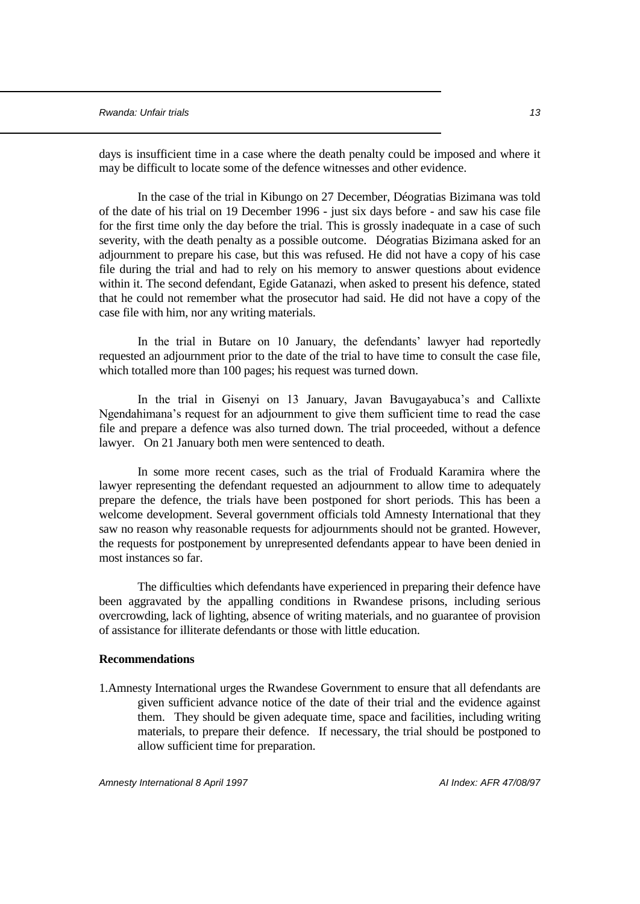days is insufficient time in a case where the death penalty could be imposed and where it may be difficult to locate some of the defence witnesses and other evidence.

In the case of the trial in Kibungo on 27 December, Déogratias Bizimana was told of the date of his trial on 19 December 1996 - just six days before - and saw his case file for the first time only the day before the trial. This is grossly inadequate in a case of such severity, with the death penalty as a possible outcome. Déogratias Bizimana asked for an adjournment to prepare his case, but this was refused. He did not have a copy of his case file during the trial and had to rely on his memory to answer questions about evidence within it. The second defendant, Egide Gatanazi, when asked to present his defence, stated that he could not remember what the prosecutor had said. He did not have a copy of the case file with him, nor any writing materials.

In the trial in Butare on 10 January, the defendants' lawyer had reportedly requested an adjournment prior to the date of the trial to have time to consult the case file, which totalled more than 100 pages; his request was turned down.

In the trial in Gisenyi on 13 January, Javan Bavugayabuca's and Callixte Ngendahimana's request for an adjournment to give them sufficient time to read the case file and prepare a defence was also turned down. The trial proceeded, without a defence lawyer. On 21 January both men were sentenced to death.

In some more recent cases, such as the trial of Froduald Karamira where the lawyer representing the defendant requested an adjournment to allow time to adequately prepare the defence, the trials have been postponed for short periods. This has been a welcome development. Several government officials told Amnesty International that they saw no reason why reasonable requests for adjournments should not be granted. However, the requests for postponement by unrepresented defendants appear to have been denied in most instances so far.

The difficulties which defendants have experienced in preparing their defence have been aggravated by the appalling conditions in Rwandese prisons, including serious overcrowding, lack of lighting, absence of writing materials, and no guarantee of provision of assistance for illiterate defendants or those with little education.

**Recommendations**

1. Amnesty International urges the Rwandese Government to ensure that all defendants are given sufficient advance notice of the date of their trial and the evidence against them. They should be given adequate time, space and facilities, including writing materials, to prepare their defence. If necessary, the trial should be postponed to allow sufficient time for preparation.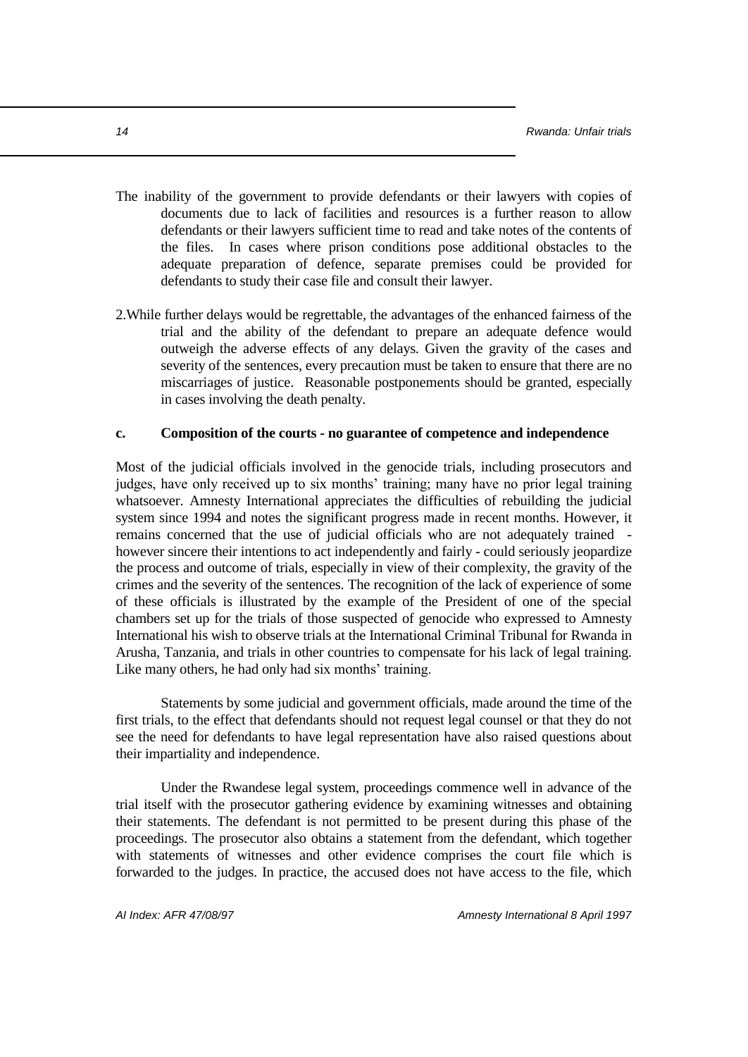The inability of the government to provide defendants or their lawyers with copies of documents due to lack of facilities and resources is a further reason to allow defendants or their lawyers sufficient time to read and take notes of the contents of the files. In cases where prison conditions pose additional obstacles to the adequate preparation of defence, separate premises could be provided for defendants to study their case file and consult their lawyer.

2.While further delays would be regrettable, the advantages of the enhanced fairness of the trial and the ability of the defendant to prepare an adequate defence would outweigh the adverse effects of any delays. Given the gravity of the cases and severity of the sentences, every precaution must be taken to ensure that there are no miscarriages of justice. Reasonable postponements should be granted, especially in cases involving the death penalty.

**c. Composition of the courts - no guarantee of competence and independence**

Most of the judicial officials involved in the genocide trials, including prosecutors and judges, have only received up to six months' training; many have no prior legal training whatsoever. Amnesty International appreciates the difficulties of rebuilding the judicial system since 1994 and notes the significant progress made in recent months. However, it remains concerned that the use of judicial officials who are not adequately trained - however sincere their intentions to act independently and fairly - could seriously jeopardize the process and outcome of trials, especially in view of their complexity, the gravity of the crimes and the severity of the sentences. The recognition of the lack of experience of some of these officials is illustrated by the example of the President of one of the special chambers set up for the trials of those suspected of genocide who expressed to Amnesty International his wish to observe trials at the International Criminal Tribunal for Rwanda in Arusha, Tanzania, and trials in other countries to compensate for his lack of legal training. Like many others, he had only had six months' training.

Statements by some judicial and government officials, made around the time of the first trials, to the effect that defendants should not request legal counsel or that they do not see the need for defendants to have legal representation have also raised questions about their impartiality and independence.

Under the Rwandese legal system, proceedings commence well in advance of the trial itself with the prosecutor gathering evidence by examining witnesses and obtaining their statements. The defendant is not permitted to be present during this phase of the proceedings. The prosecutor also obtains a statement from the defendant, which together with statements of witnesses and other evidence comprises the court file which is forwarded to the judges. In practice, the accused does not have access to the file, which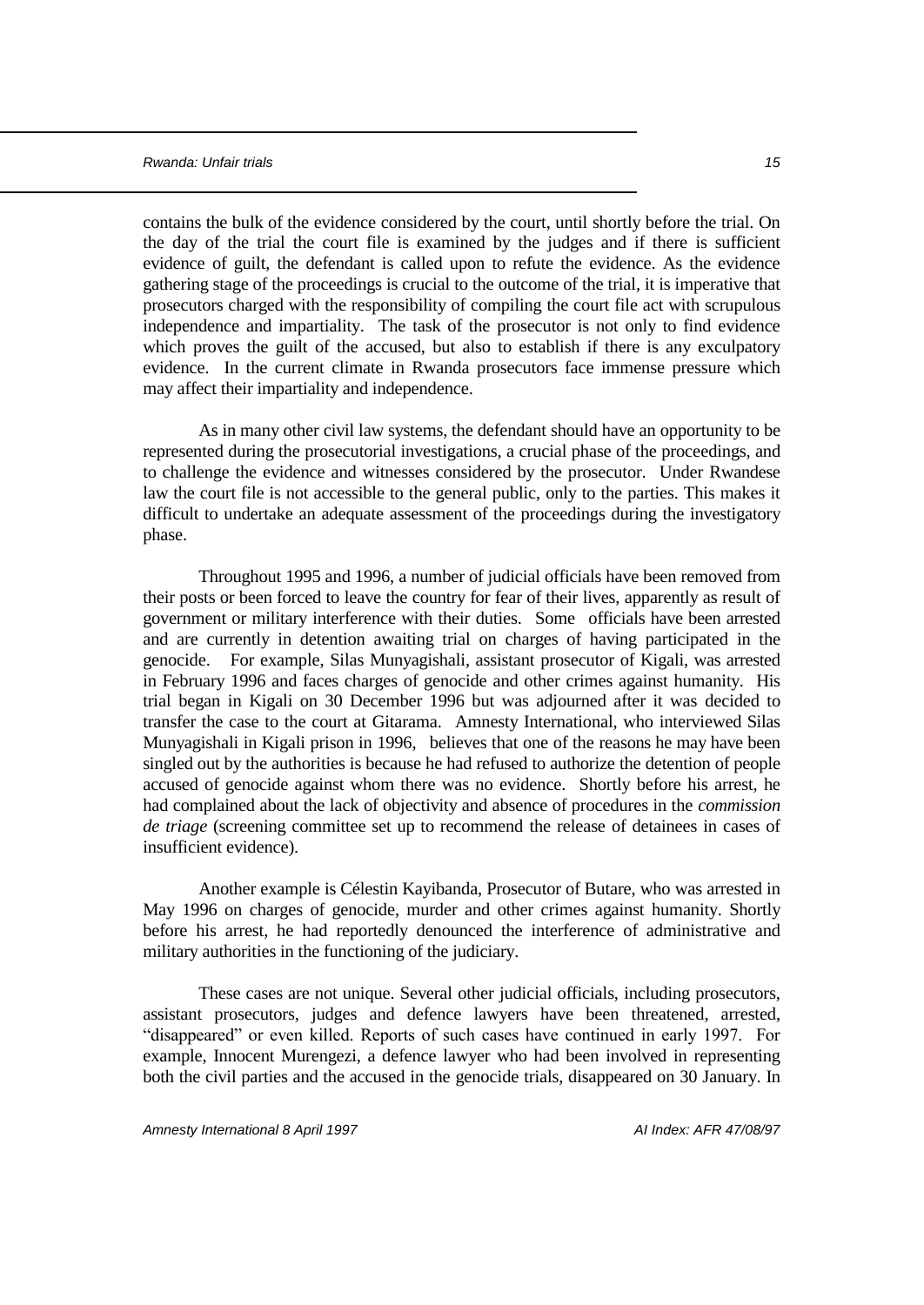contains the bulk of the evidence considered by the court, until shortly before the trial. On the day of the trial the court file is examined by the judges and if there is sufficient evidence of guilt, the defendant is called upon to refute the evidence. As the evidence gathering stage of the proceedings is crucial to the outcome of the trial, it is imperative that prosecutors charged with the responsibility of compiling the court file act with scrupulous independence and impartiality. The task of the prosecutor is not only to find evidence which proves the guilt of the accused, but also to establish if there is any exculpatory evidence. In the current climate in Rwanda prosecutors face immense pressure which may affect their impartiality and independence.

As in many other civil law systems, the defendant should have an opportunity to be represented during the prosecutorial investigations, a crucial phase of the proceedings, and to challenge the evidence and witnesses considered by the prosecutor. Under Rwandese law the court file is not accessible to the general public, only to the parties. This makes it difficult to undertake an adequate assessment of the proceedings during the investigatory phase.

Throughout 1995 and 1996, a number of judicial officials have been removed from their posts or been forced to leave the country for fear of their lives, apparently as result of government or military interference with their duties. Some officials have been arrested and are currently in detention awaiting trial on charges of having participated in the genocide. For example, Silas Munyagishali, assistant prosecutor of Kigali, was arrested in February 1996 and faces charges of genocide and other crimes against humanity. His trial began in Kigali on 30 December 1996 but was adjourned after it was decided to transfer the case to the court at Gitarama. Amnesty International, who interviewed Silas Munyagishali in Kigali prison in 1996, believes that one of the reasons he may have been singled out by the authorities is because he had refused to authorize the detention of people accused of genocide against whom there was no evidence. Shortly before his arrest, he had complained about the lack of objectivity and absence of procedures in the *commission de triage* (screening committee set up to recommend the release of detainees in cases of insufficient evidence).

Another example is Célestin Kayibanda, Prosecutor of Butare, who was arrested in May 1996 on charges of genocide, murder and other crimes against humanity. Shortly before his arrest, he had reportedly denounced the interference of administrative and military authorities in the functioning of the judiciary.

These cases are not unique. Several other judicial officials, including prosecutors, assistant prosecutors, judges and defence lawyers have been threatened, arrested, "disappeared" or even killed. Reports of such cases have continued in early 1997. For example, Innocent Murengezi, a defence lawyer who had been involved in representing both the civil parties and the accused in the genocide trials, disappeared on 30 January. In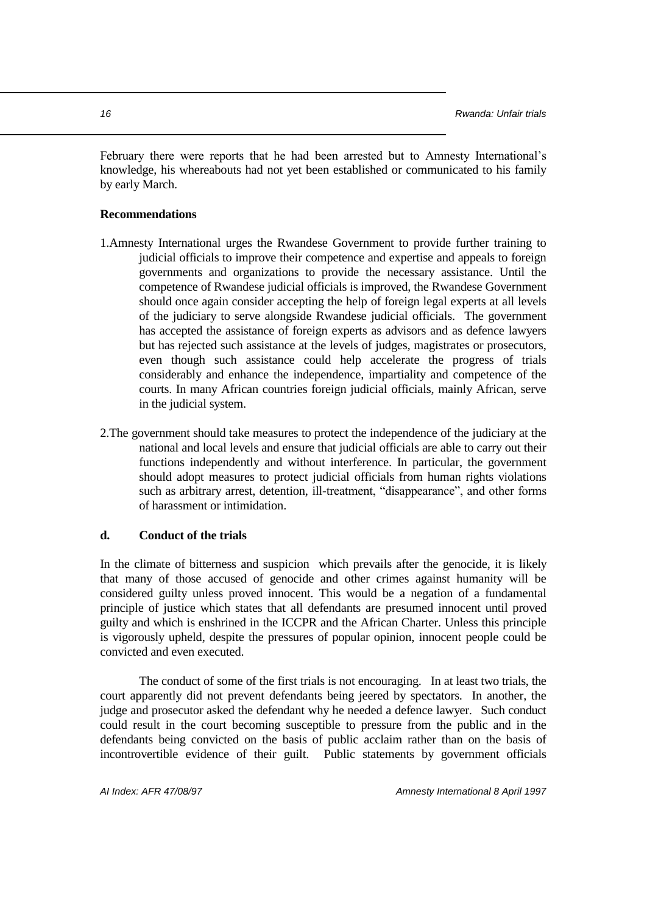February there were reports that he had been arrested but to Amnesty International's knowledge, his whereabouts had not yet been established or communicated to his family by early March.

**Recommendations**

1. Amnesty International urges the Rwandese Government to provide further training to judicial officials to improve their competence and expertise and appeals to foreign governments and organizations to provide the necessary assistance. Until the competence of Rwandese judicial officials is improved, the Rwandese Government should once again consider accepting the help of foreign legal experts at all levels of the judiciary to serve alongside Rwandese judicial officials. The government has accepted the assistance of foreign experts as advisors and as defence lawyers but has rejected such assistance at the levels of judges, magistrates or prosecutors, even though such assistance could help accelerate the progress of trials considerably and enhance the independence, impartiality and competence of the courts. In many African countries foreign judicial officials, mainly African, serve in the judicial system.

2. The government should take measures to protect the independence of the judiciary at the national and local levels and ensure that judicial officials are able to carry out their functions independently and without interference. In particular, the government should adopt measures to protect judicial officials from human rights violations such as arbitrary arrest, detention, ill-treatment, "disappearance", and other forms of harassment or intimidation.

**d. Conduct of the trials**

In the climate of bitterness and suspicion which prevails after the genocide, it is likely that many of those accused of genocide and other crimes against humanity will be considered guilty unless proved innocent. This would be a negation of a fundamental principle of justice which states that all defendants are presumed innocent until proved guilty and which is enshrined in the ICCPR and the African Charter. Unless this principle is vigorously upheld, despite the pressures of popular opinion, innocent people could be convicted and even executed.

The conduct of some of the first trials is not encouraging. In at least two trials, the court apparently did not prevent defendants being jeered by spectators. In another, the judge and prosecutor asked the defendant why he needed a defence lawyer. Such conduct could result in the court becoming susceptible to pressure from the public and in the defendants being convicted on the basis of public acclaim rather than on the basis of incontrovertible evidence of their guilt. Public statements by government officials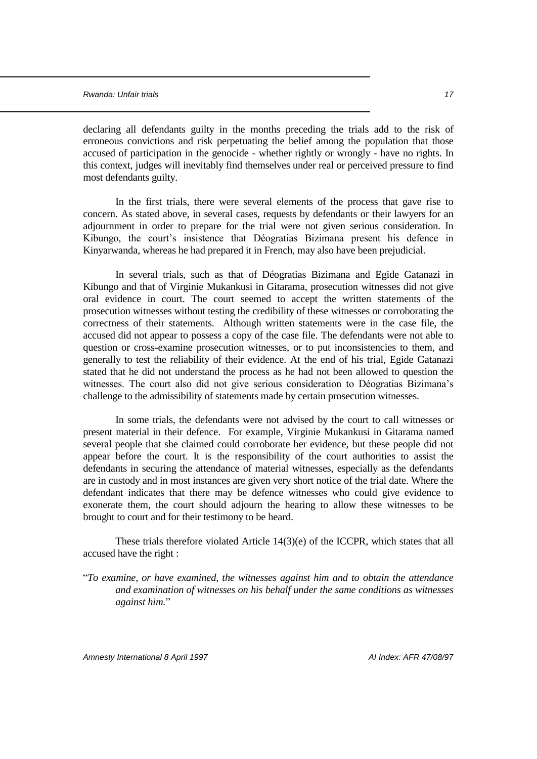declaring all defendants guilty in the months preceding the trials add to the risk of erroneous convictions and risk perpetuating the belief among the population that those accused of participation in the genocide - whether rightly or wrongly - have no rights. In this context, judges will inevitably find themselves under real or perceived pressure to find most defendants guilty.

In the first trials, there were several elements of the process that gave rise to concern. As stated above, in several cases, requests by defendants or their lawyers for an adjournment in order to prepare for the trial were not given serious consideration. In Kibungo, the court's insistence that Déogratias Bizimana present his defence in Kinyarwanda, whereas he had prepared it in French, may also have been prejudicial.

In several trials, such as that of Déogratias Bizimana and Egide Gatanazi in Kibungo and that of Virginie Mukankusi in Gitarama, prosecution witnesses did not give oral evidence in court. The court seemed to accept the written statements of the prosecution witnesses without testing the credibility of these witnesses or corroborating the correctness of their statements. Although written statements were in the case file, the accused did not appear to possess a copy of the case file. The defendants were not able to question or cross-examine prosecution witnesses, or to put inconsistencies to them, and generally to test the reliability of their evidence. At the end of his trial, Egide Gatanazi stated that he did not understand the process as he had not been allowed to question the witnesses. The court also did not give serious consideration to Déogratias Bizimana's challenge to the admissibility of statements made by certain prosecution witnesses.

In some trials, the defendants were not advised by the court to call witnesses or present material in their defence. For example, Virginie Mukankusi in Gitarama named several people that she claimed could corroborate her evidence, but these people did not appear before the court. It is the responsibility of the court authorities to assist the defendants in securing the attendance of material witnesses, especially as the defendants are in custody and in most instances are given very short notice of the trial date. Where the defendant indicates that there may be defence witnesses who could give evidence to exonerate them, the court should adjourn the hearing to allow these witnesses to be brought to court and for their testimony to be heard.

These trials therefore violated Article 14(3)(e) of the ICCPR, which states that all accused have the right :

"*To examine, or have examined, the witnesses against him and to obtain the attendance and examination of witnesses on his behalf under the same conditions as witnesses against him.*"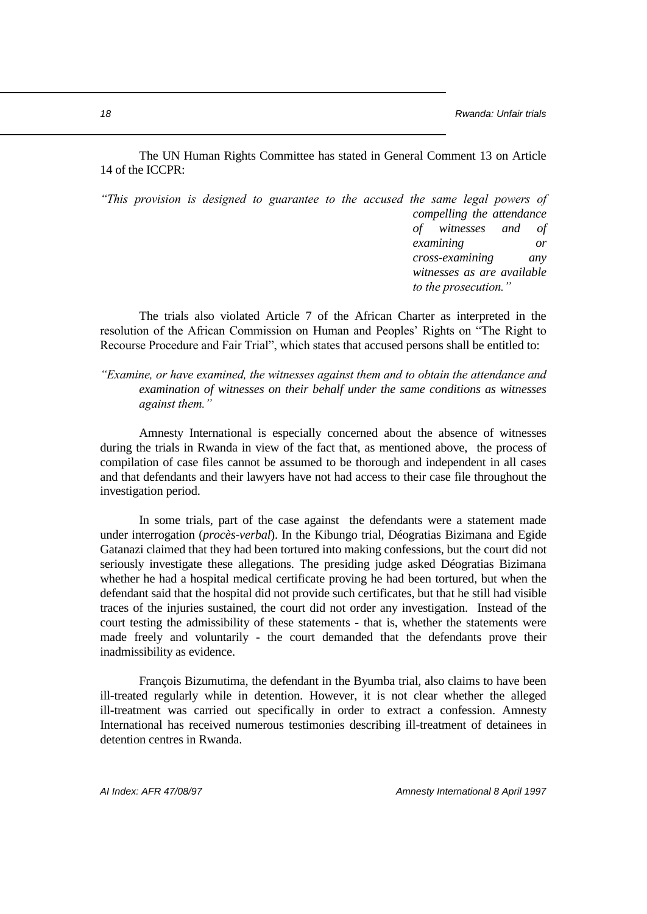The UN Human Rights Committee has stated in General Comment 13 on Article 14 of the ICCPR:

> *"This provision is designed to guarantee to the accused the same legal powers of compelling the attendance of witnesses and of examining or cross-examining any witnesses as are available to the prosecution."*

The trials also violated Article 7 of the African Charter as interpreted in the resolution of the African Commission on Human and Peoples' Rights on "The Right to Recourse Procedure and Fair Trial", which states that accused persons shall be entitled to:

> *"Examine, or have examined, the witnesses against them and to obtain the attendance and examination of witnesses on their behalf under the same conditions as witnesses against them."*

Amnesty International is especially concerned about the absence of witnesses during the trials in Rwanda in view of the fact that, as mentioned above, the process of compilation of case files cannot be assumed to be thorough and independent in all cases and that defendants and their lawyers have not had access to their case file throughout the investigation period.

In some trials, part of the case against the defendants were a statement made under interrogation (*procès-verbal*). In the Kibungo trial, Déogratias Bizimana and Egide Gatanazi claimed that they had been tortured into making confessions, but the court did not seriously investigate these allegations. The presiding judge asked Déogratias Bizimana whether he had a hospital medical certificate proving he had been tortured, but when the defendant said that the hospital did not provide such certificates, but that he still had visible traces of the injuries sustained, the court did not order any investigation. Instead of the court testing the admissibility of these statements - that is, whether the statements were made freely and voluntarily - the court demanded that the defendants prove their inadmissibility as evidence.

François Bizumutima, the defendant in the Byumba trial, also claims to have been ill-treated regularly while in detention. However, it is not clear whether the alleged ill-treatment was carried out specifically in order to extract a confession. Amnesty International has received numerous testimonies describing ill-treatment of detainees in detention centres in Rwanda.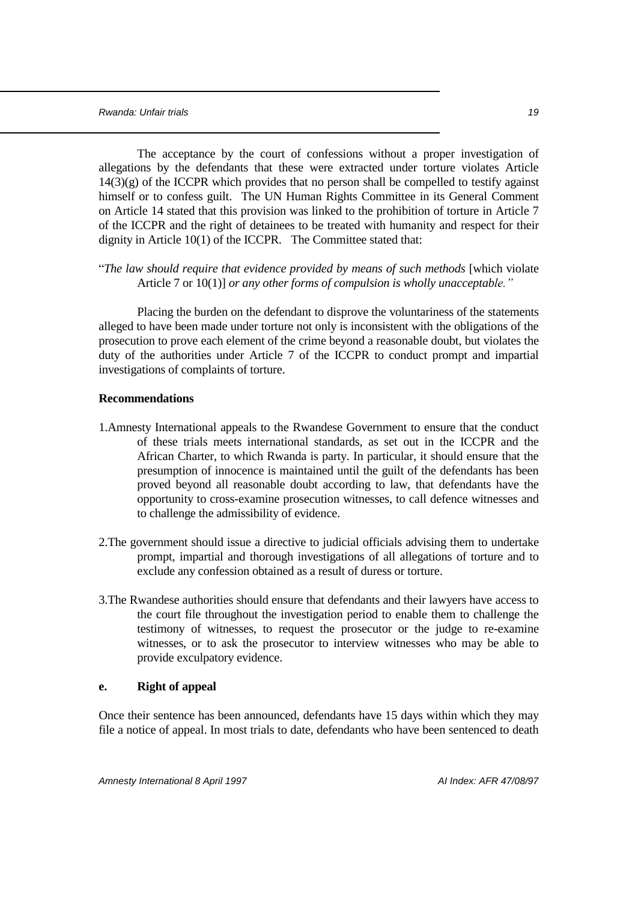The acceptance by the court of confessions without a proper investigation of allegations by the defendants that these were extracted under torture violates Article 14(3)(g) of the ICCPR which provides that no person shall be compelled to testify against himself or to confess guilt. The UN Human Rights Committee in its General Comment on Article 14 stated that this provision was linked to the prohibition of torture in Article 7 of the ICCPR and the right of detainees to be treated with humanity and respect for their dignity in Article 10(1) of the ICCPR. The Committee stated that:

"*The law should require that evidence provided by means of such methods* [which violate Article 7 or 10(1)] *or any other forms of compulsion is wholly unacceptable."*

Placing the burden on the defendant to disprove the voluntariness of the statements alleged to have been made under torture not only is inconsistent with the obligations of the prosecution to prove each element of the crime beyond a reasonable doubt, but violates the duty of the authorities under Article 7 of the ICCPR to conduct prompt and impartial investigations of complaints of torture.

**Recommendations**

1. Amnesty International appeals to the Rwandese Government to ensure that the conduct of these trials meets international standards, as set out in the ICCPR and the African Charter, to which Rwanda is party. In particular, it should ensure that the presumption of innocence is maintained until the guilt of the defendants has been proved beyond all reasonable doubt according to law, that defendants have the opportunity to cross-examine prosecution witnesses, to call defence witnesses and to challenge the admissibility of evidence.

2. The government should issue a directive to judicial officials advising them to undertake prompt, impartial and thorough investigations of all allegations of torture and to exclude any confession obtained as a result of duress or torture.

3. The Rwandese authorities should ensure that defendants and their lawyers have access to the court file throughout the investigation period to enable them to challenge the testimony of witnesses, to request the prosecutor or the judge to re-examine witnesses, or to ask the prosecutor to interview witnesses who may be able to provide exculpatory evidence.

**e. Right of appeal**

Once their sentence has been announced, defendants have 15 days within which they may file a notice of appeal. In most trials to date, defendants who have been sentenced to death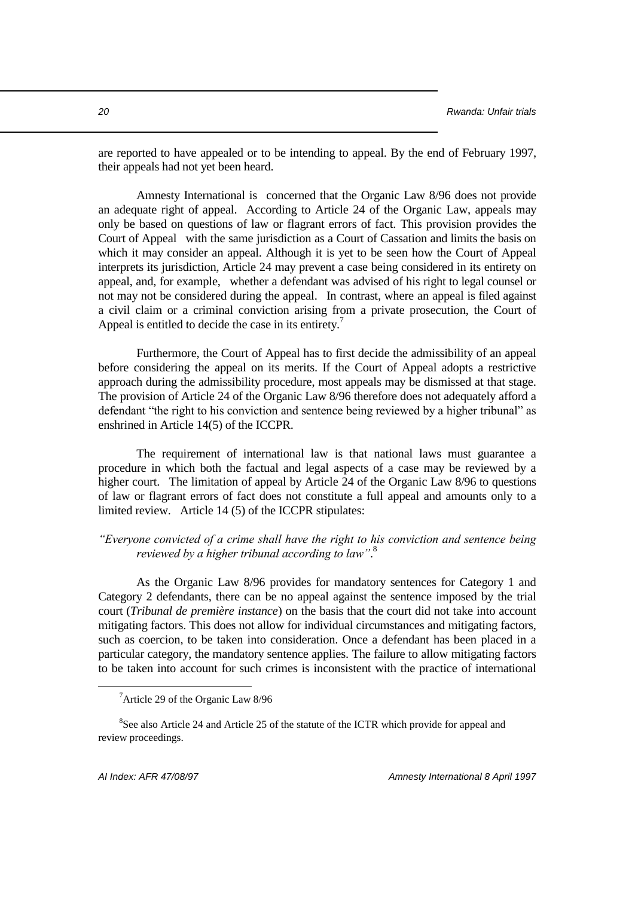are reported to have appealed or to be intending to appeal. By the end of February 1997, their appeals had not yet been heard.

Amnesty International is concerned that the Organic Law 8/96 does not provide an adequate right of appeal. According to Article 24 of the Organic Law, appeals may only be based on questions of law or flagrant errors of fact. This provision provides the Court of Appeal with the same jurisdiction as a Court of Cassation and limits the basis on which it may consider an appeal. Although it is yet to be seen how the Court of Appeal interprets its jurisdiction, Article 24 may prevent a case being considered in its entirety on appeal, and, for example, whether a defendant was advised of his right to legal counsel or not may not be considered during the appeal. In contrast, where an appeal is filed against a civil claim or a criminal conviction arising from a private prosecution, the Court of Appeal is entitled to decide the case in its entirety.[7]

Furthermore, the Court of Appeal has to first decide the admissibility of an appeal before considering the appeal on its merits. If the Court of Appeal adopts a restrictive approach during the admissibility procedure, most appeals may be dismissed at that stage. The provision of Article 24 of the Organic Law 8/96 therefore does not adequately afford a defendant "the right to his conviction and sentence being reviewed by a higher tribunal" as enshrined in Article 14(5) of the ICCPR.

The requirement of international law is that national laws must guarantee a procedure in which both the factual and legal aspects of a case may be reviewed by a higher court. The limitation of appeal by Article 24 of the Organic Law 8/96 to questions of law or flagrant errors of fact does not constitute a full appeal and amounts only to a limited review. Article 14 (5) of the ICCPR stipulates:

*"Everyone convicted of a crime shall have the right to his conviction and sentence being reviewed by a higher tribunal according to law"*.[8]

As the Organic Law 8/96 provides for mandatory sentences for Category 1 and Category 2 defendants, there can be no appeal against the sentence imposed by the trial court (*Tribunal de première instance*) on the basis that the court did not take into account mitigating factors. This does not allow for individual circumstances and mitigating factors, such as coercion, to be taken into consideration. Once a defendant has been placed in a particular category, the mandatory sentence applies. The failure to allow mitigating factors to be taken into account for such crimes is inconsistent with the practice of international

---

[7] Article 29 of the Organic Law 8/96

[8] See also Article 24 and Article 25 of the statute of the ICTR which provide for appeal and review proceedings.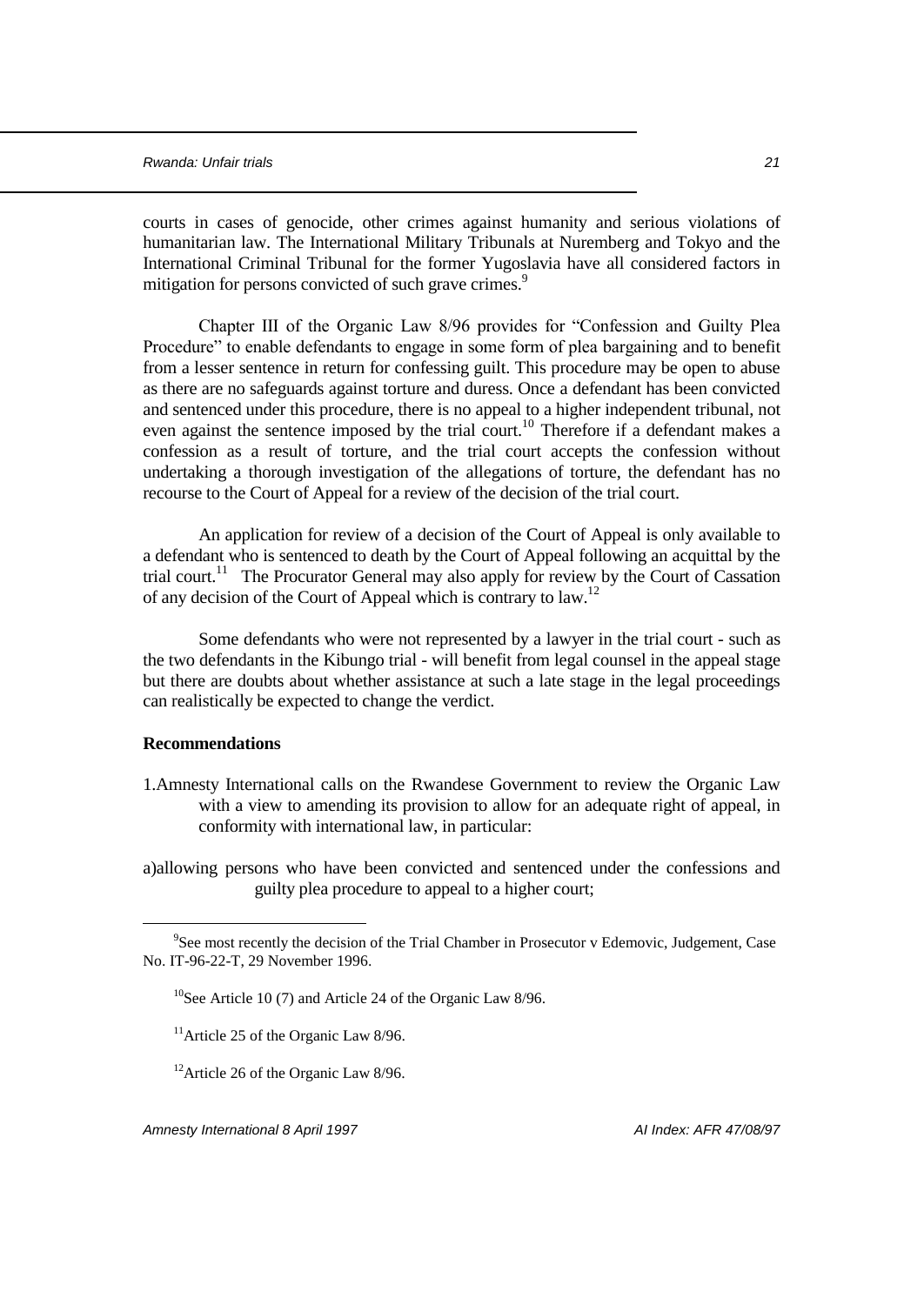courts in cases of genocide, other crimes against humanity and serious violations of humanitarian law. The International Military Tribunals at Nuremberg and Tokyo and the International Criminal Tribunal for the former Yugoslavia have all considered factors in mitigation for persons convicted of such grave crimes.[9]

Chapter III of the Organic Law 8/96 provides for "Confession and Guilty Plea Procedure" to enable defendants to engage in some form of plea bargaining and to benefit from a lesser sentence in return for confessing guilt. This procedure may be open to abuse as there are no safeguards against torture and duress. Once a defendant has been convicted and sentenced under this procedure, there is no appeal to a higher independent tribunal, not even against the sentence imposed by the trial court.[10] Therefore if a defendant makes a confession as a result of torture, and the trial court accepts the confession without undertaking a thorough investigation of the allegations of torture, the defendant has no recourse to the Court of Appeal for a review of the decision of the trial court.

An application for review of a decision of the Court of Appeal is only available to a defendant who is sentenced to death by the Court of Appeal following an acquittal by the trial court.[11] The Procurator General may also apply for review by the Court of Cassation of any decision of the Court of Appeal which is contrary to law.[12]

Some defendants who were not represented by a lawyer in the trial court - such as the two defendants in the Kibungo trial - will benefit from legal counsel in the appeal stage but there are doubts about whether assistance at such a late stage in the legal proceedings can realistically be expected to change the verdict.

**Recommendations**

1. Amnesty International calls on the Rwandese Government to review the Organic Law with a view to amending its provision to allow for an adequate right of appeal, in conformity with international law, in particular:

a) allowing persons who have been convicted and sentenced under the confessions and guilty plea procedure to appeal to a higher court;

---

[9] See most recently the decision of the Trial Chamber in Prosecutor v Edemovic, Judgement, Case No. IT-96-22-T, 29 November 1996.

[10] See Article 10 (7) and Article 24 of the Organic Law 8/96.

[11] Article 25 of the Organic Law 8/96.

[12] Article 26 of the Organic Law 8/96.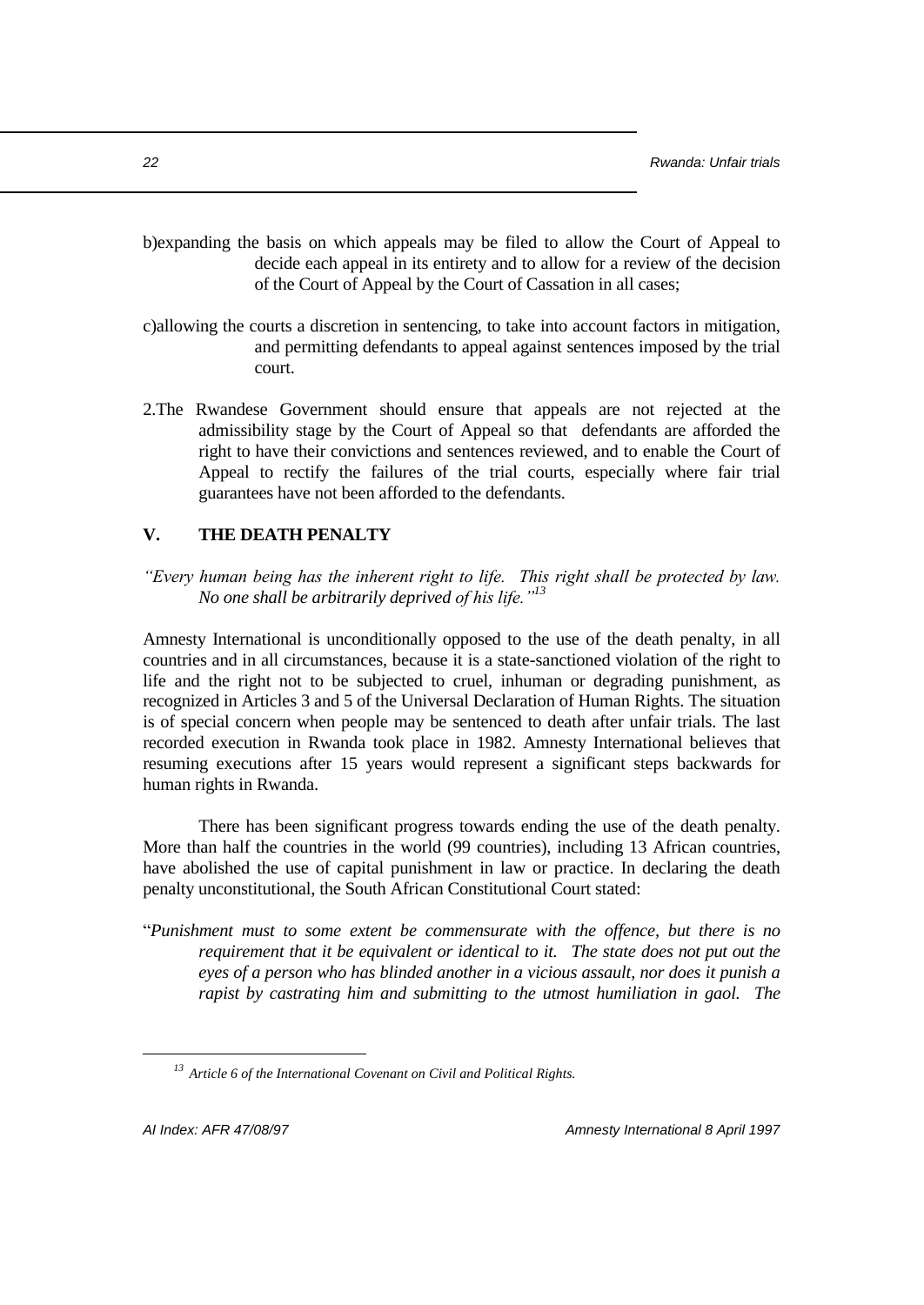b)expanding the basis on which appeals may be filed to allow the Court of Appeal to decide each appeal in its entirety and to allow for a review of the decision of the Court of Appeal by the Court of Cassation in all cases;

c)allowing the courts a discretion in sentencing, to take into account factors in mitigation, and permitting defendants to appeal against sentences imposed by the trial court.

2.The Rwandese Government should ensure that appeals are not rejected at the admissibility stage by the Court of Appeal so that defendants are afforded the right to have their convictions and sentences reviewed, and to enable the Court of Appeal to rectify the failures of the trial courts, especially where fair trial guarantees have not been afforded to the defendants.

## V. THE DEATH PENALTY

*"Every human being has the inherent right to life. This right shall be protected by law. No one shall be arbitrarily deprived of his life."*[13]

Amnesty International is unconditionally opposed to the use of the death penalty, in all countries and in all circumstances, because it is a state-sanctioned violation of the right to life and the right not to be subjected to cruel, inhuman or degrading punishment, as recognized in Articles 3 and 5 of the Universal Declaration of Human Rights. The situation is of special concern when people may be sentenced to death after unfair trials. The last recorded execution in Rwanda took place in 1982. Amnesty International believes that resuming executions after 15 years would represent a significant steps backwards for human rights in Rwanda.

There has been significant progress towards ending the use of the death penalty. More than half the countries in the world (99 countries), including 13 African countries, have abolished the use of capital punishment in law or practice. In declaring the death penalty unconstitutional, the South African Constitutional Court stated:

"*Punishment must to some extent be commensurate with the offence, but there is no requirement that it be equivalent or identical to it. The state does not put out the eyes of a person who has blinded another in a vicious assault, nor does it punish a rapist by castrating him and submitting to the utmost humiliation in gaol. The*

---

[13] *Article 6 of the International Covenant on Civil and Political Rights.*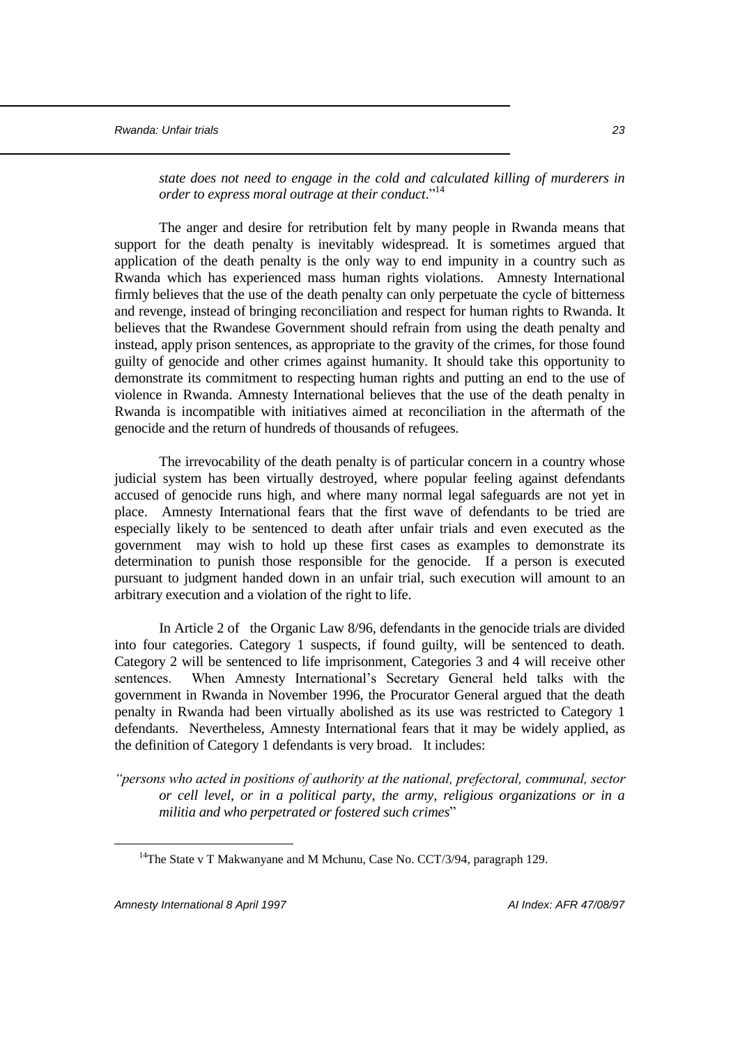*state does not need to engage in the cold and calculated killing of murderers in order to express moral outrage at their conduct.*"[14]

The anger and desire for retribution felt by many people in Rwanda means that support for the death penalty is inevitably widespread. It is sometimes argued that application of the death penalty is the only way to end impunity in a country such as Rwanda which has experienced mass human rights violations. Amnesty International firmly believes that the use of the death penalty can only perpetuate the cycle of bitterness and revenge, instead of bringing reconciliation and respect for human rights to Rwanda. It believes that the Rwandese Government should refrain from using the death penalty and instead, apply prison sentences, as appropriate to the gravity of the crimes, for those found guilty of genocide and other crimes against humanity. It should take this opportunity to demonstrate its commitment to respecting human rights and putting an end to the use of violence in Rwanda. Amnesty International believes that the use of the death penalty in Rwanda is incompatible with initiatives aimed at reconciliation in the aftermath of the genocide and the return of hundreds of thousands of refugees.

The irrevocability of the death penalty is of particular concern in a country whose judicial system has been virtually destroyed, where popular feeling against defendants accused of genocide runs high, and where many normal legal safeguards are not yet in place. Amnesty International fears that the first wave of defendants to be tried are especially likely to be sentenced to death after unfair trials and even executed as the government may wish to hold up these first cases as examples to demonstrate its determination to punish those responsible for the genocide. If a person is executed pursuant to judgment handed down in an unfair trial, such execution will amount to an arbitrary execution and a violation of the right to life.

In Article 2 of the Organic Law 8/96, defendants in the genocide trials are divided into four categories. Category 1 suspects, if found guilty, will be sentenced to death. Category 2 will be sentenced to life imprisonment, Categories 3 and 4 will receive other sentences. When Amnesty International's Secretary General held talks with the government in Rwanda in November 1996, the Procurator General argued that the death penalty in Rwanda had been virtually abolished as its use was restricted to Category 1 defendants. Nevertheless, Amnesty International fears that it may be widely applied, as the definition of Category 1 defendants is very broad. It includes:

*"persons who acted in positions of authority at the national, prefectoral, communal, sector or cell level, or in a political party, the army, religious organizations or in a militia and who perpetrated or fostered such crimes*"

[14] The State v T Makwanyane and M Mchunu, Case No. CCT/3/94, paragraph 129.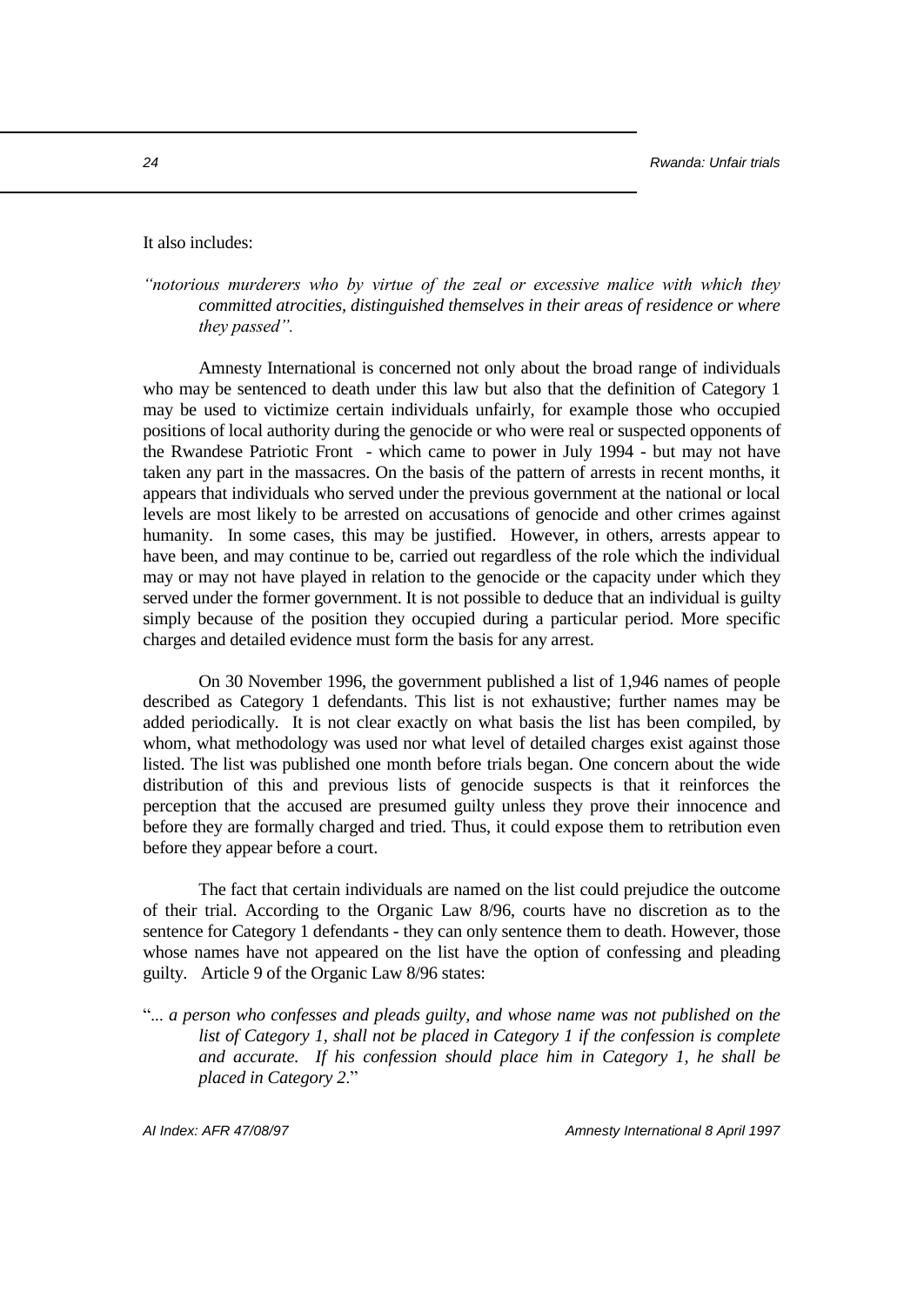It also includes:

*"notorious murderers who by virtue of the zeal or excessive malice with which they committed atrocities, distinguished themselves in their areas of residence or where they passed".*

Amnesty International is concerned not only about the broad range of individuals who may be sentenced to death under this law but also that the definition of Category 1 may be used to victimize certain individuals unfairly, for example those who occupied positions of local authority during the genocide or who were real or suspected opponents of the Rwandese Patriotic Front - which came to power in July 1994 - but may not have taken any part in the massacres. On the basis of the pattern of arrests in recent months, it appears that individuals who served under the previous government at the national or local levels are most likely to be arrested on accusations of genocide and other crimes against humanity. In some cases, this may be justified. However, in others, arrests appear to have been, and may continue to be, carried out regardless of the role which the individual may or may not have played in relation to the genocide or the capacity under which they served under the former government. It is not possible to deduce that an individual is guilty simply because of the position they occupied during a particular period. More specific charges and detailed evidence must form the basis for any arrest.

On 30 November 1996, the government published a list of 1,946 names of people described as Category 1 defendants. This list is not exhaustive; further names may be added periodically. It is not clear exactly on what basis the list has been compiled, by whom, what methodology was used nor what level of detailed charges exist against those listed. The list was published one month before trials began. One concern about the wide distribution of this and previous lists of genocide suspects is that it reinforces the perception that the accused are presumed guilty unless they prove their innocence and before they are formally charged and tried. Thus, it could expose them to retribution even before they appear before a court.

The fact that certain individuals are named on the list could prejudice the outcome of their trial. According to the Organic Law 8/96, courts have no discretion as to the sentence for Category 1 defendants - they can only sentence them to death. However, those whose names have not appeared on the list have the option of confessing and pleading guilty. Article 9 of the Organic Law 8/96 states:

"*... a person who confesses and pleads guilty, and whose name was not published on the list of Category 1, shall not be placed in Category 1 if the confession is complete and accurate. If his confession should place him in Category 1, he shall be placed in Category 2.*"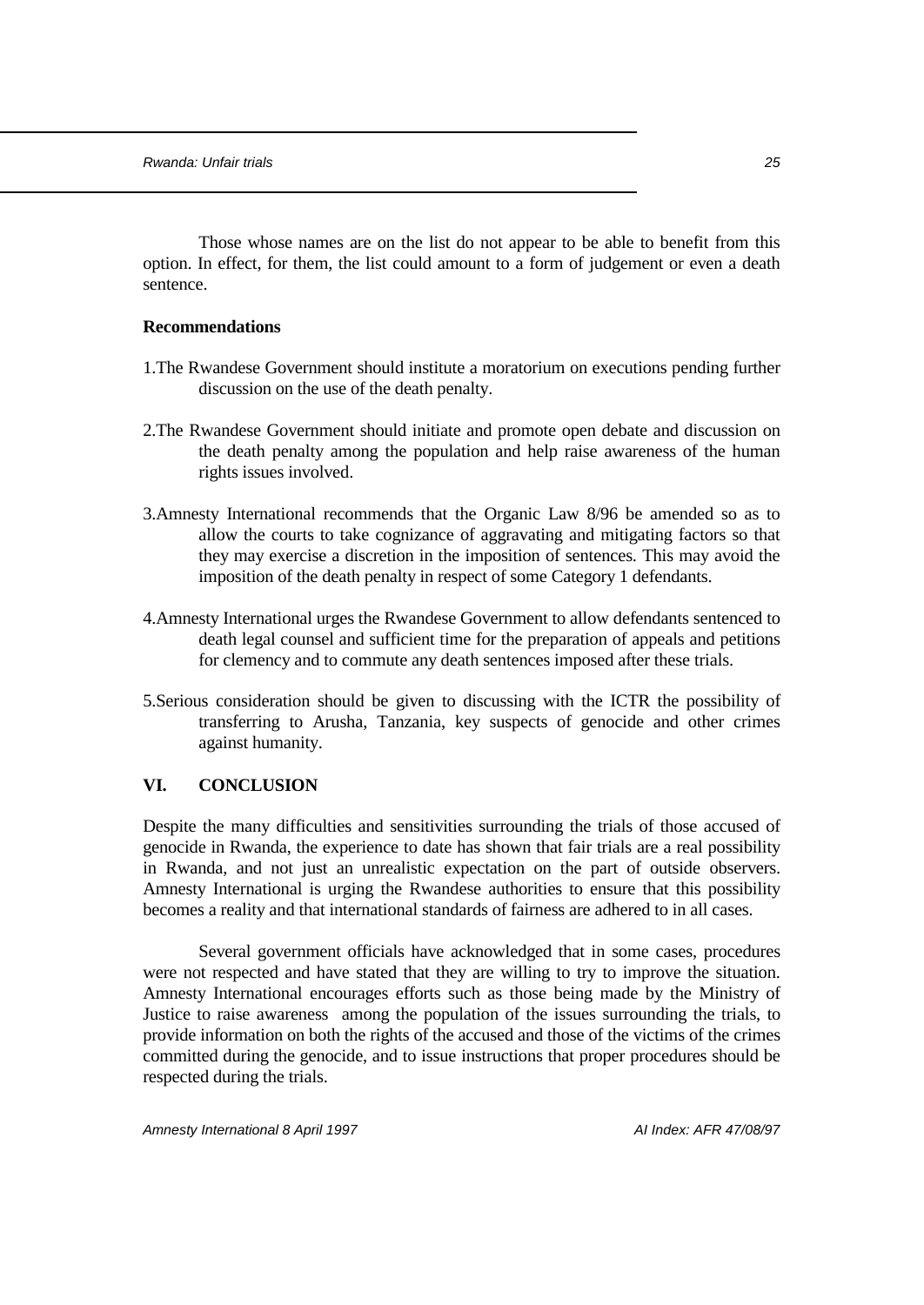Those whose names are on the list do not appear to be able to benefit from this option. In effect, for them, the list could amount to a form of judgement or even a death sentence.

**Recommendations**

1. The Rwandese Government should institute a moratorium on executions pending further discussion on the use of the death penalty.

2. The Rwandese Government should initiate and promote open debate and discussion on the death penalty among the population and help raise awareness of the human rights issues involved.

3. Amnesty International recommends that the Organic Law 8/96 be amended so as to allow the courts to take cognizance of aggravating and mitigating factors so that they may exercise a discretion in the imposition of sentences. This may avoid the imposition of the death penalty in respect of some Category 1 defendants.

4. Amnesty International urges the Rwandese Government to allow defendants sentenced to death legal counsel and sufficient time for the preparation of appeals and petitions for clemency and to commute any death sentences imposed after these trials.

5. Serious consideration should be given to discussing with the ICTR the possibility of transferring to Arusha, Tanzania, key suspects of genocide and other crimes against humanity.

## VI. CONCLUSION

Despite the many difficulties and sensitivities surrounding the trials of those accused of genocide in Rwanda, the experience to date has shown that fair trials are a real possibility in Rwanda, and not just an unrealistic expectation on the part of outside observers. Amnesty International is urging the Rwandese authorities to ensure that this possibility becomes a reality and that international standards of fairness are adhered to in all cases.

Several government officials have acknowledged that in some cases, procedures were not respected and have stated that they are willing to try to improve the situation. Amnesty International encourages efforts such as those being made by the Ministry of Justice to raise awareness among the population of the issues surrounding the trials, to provide information on both the rights of the accused and those of the victims of the crimes committed during the genocide, and to issue instructions that proper procedures should be respected during the trials.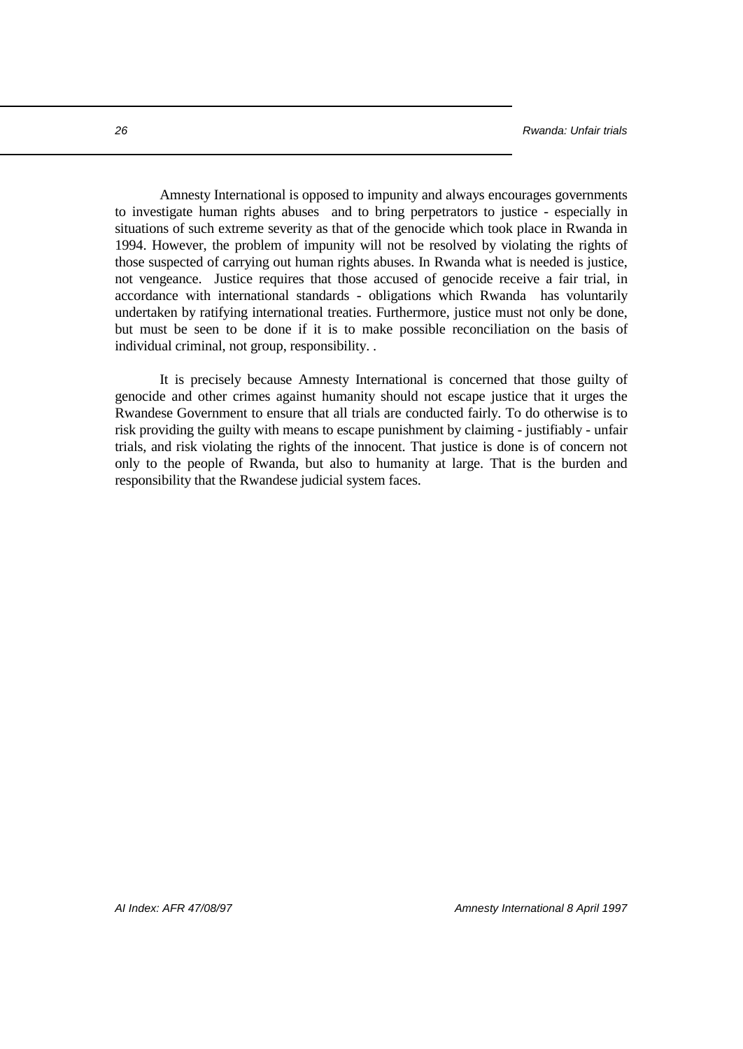Amnesty International is opposed to impunity and always encourages governments to investigate human rights abuses and to bring perpetrators to justice - especially in situations of such extreme severity as that of the genocide which took place in Rwanda in 1994. However, the problem of impunity will not be resolved by violating the rights of those suspected of carrying out human rights abuses. In Rwanda what is needed is justice, not vengeance. Justice requires that those accused of genocide receive a fair trial, in accordance with international standards - obligations which Rwanda has voluntarily undertaken by ratifying international treaties. Furthermore, justice must not only be done, but must be seen to be done if it is to make possible reconciliation on the basis of individual criminal, not group, responsibility. .

It is precisely because Amnesty International is concerned that those guilty of genocide and other crimes against humanity should not escape justice that it urges the Rwandese Government to ensure that all trials are conducted fairly. To do otherwise is to risk providing the guilty with means to escape punishment by claiming - justifiably - unfair trials, and risk violating the rights of the innocent. That justice is done is of concern not only to the people of Rwanda, but also to humanity at large. That is the burden and responsibility that the Rwandese judicial system faces.